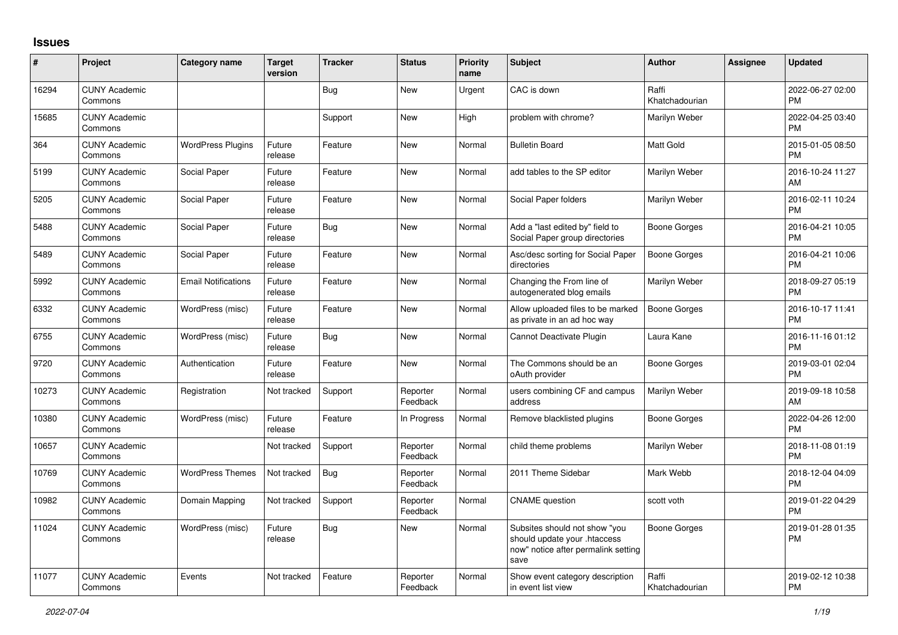## Issues

| # | Project | Category name | Target version | Tracker | Status | Priority name | Subject | Author | Assignee | Updated |
|---|---|---|---|---|---|---|---|---|---|---|
| 16294 | CUNY Academic Commons | | | Bug | New | Urgent | CAC is down | Raffi Khatchadourian | | 2022-06-27 02:00 PM |
| 15685 | CUNY Academic Commons | | | Support | New | High | problem with chrome? | Marilyn Weber | | 2022-04-25 03:40 PM |
| 364 | CUNY Academic Commons | WordPress Plugins | Future release | Feature | New | Normal | Bulletin Board | Matt Gold | | 2015-01-05 08:50 PM |
| 5199 | CUNY Academic Commons | Social Paper | Future release | Feature | New | Normal | add tables to the SP editor | Marilyn Weber | | 2016-10-24 11:27 AM |
| 5205 | CUNY Academic Commons | Social Paper | Future release | Feature | New | Normal | Social Paper folders | Marilyn Weber | | 2016-02-11 10:24 PM |
| 5488 | CUNY Academic Commons | Social Paper | Future release | Bug | New | Normal | Add a "last edited by" field to Social Paper group directories | Boone Gorges | | 2016-04-21 10:05 PM |
| 5489 | CUNY Academic Commons | Social Paper | Future release | Feature | New | Normal | Asc/desc sorting for Social Paper directories | Boone Gorges | | 2016-04-21 10:06 PM |
| 5992 | CUNY Academic Commons | Email Notifications | Future release | Feature | New | Normal | Changing the From line of autogenerated blog emails | Marilyn Weber | | 2018-09-27 05:19 PM |
| 6332 | CUNY Academic Commons | WordPress (misc) | Future release | Feature | New | Normal | Allow uploaded files to be marked as private in an ad hoc way | Boone Gorges | | 2016-10-17 11:41 PM |
| 6755 | CUNY Academic Commons | WordPress (misc) | Future release | Bug | New | Normal | Cannot Deactivate Plugin | Laura Kane | | 2016-11-16 01:12 PM |
| 9720 | CUNY Academic Commons | Authentication | Future release | Feature | New | Normal | The Commons should be an oAuth provider | Boone Gorges | | 2019-03-01 02:04 PM |
| 10273 | CUNY Academic Commons | Registration | Not tracked | Support | Reporter Feedback | Normal | users combining CF and campus address | Marilyn Weber | | 2019-09-18 10:58 AM |
| 10380 | CUNY Academic Commons | WordPress (misc) | Future release | Feature | In Progress | Normal | Remove blacklisted plugins | Boone Gorges | | 2022-04-26 12:00 PM |
| 10657 | CUNY Academic Commons | | Not tracked | Support | Reporter Feedback | Normal | child theme problems | Marilyn Weber | | 2018-11-08 01:19 PM |
| 10769 | CUNY Academic Commons | WordPress Themes | Not tracked | Bug | Reporter Feedback | Normal | 2011 Theme Sidebar | Mark Webb | | 2018-12-04 04:09 PM |
| 10982 | CUNY Academic Commons | Domain Mapping | Not tracked | Support | Reporter Feedback | Normal | CNAME question | scott voth | | 2019-01-22 04:29 PM |
| 11024 | CUNY Academic Commons | WordPress (misc) | Future release | Bug | New | Normal | Subsites should not show "you should update your .htaccess now" notice after permalink setting save | Boone Gorges | | 2019-01-28 01:35 PM |
| 11077 | CUNY Academic Commons | Events | Not tracked | Feature | Reporter Feedback | Normal | Show event category description in event list view | Raffi Khatchadourian | | 2019-02-12 10:38 PM |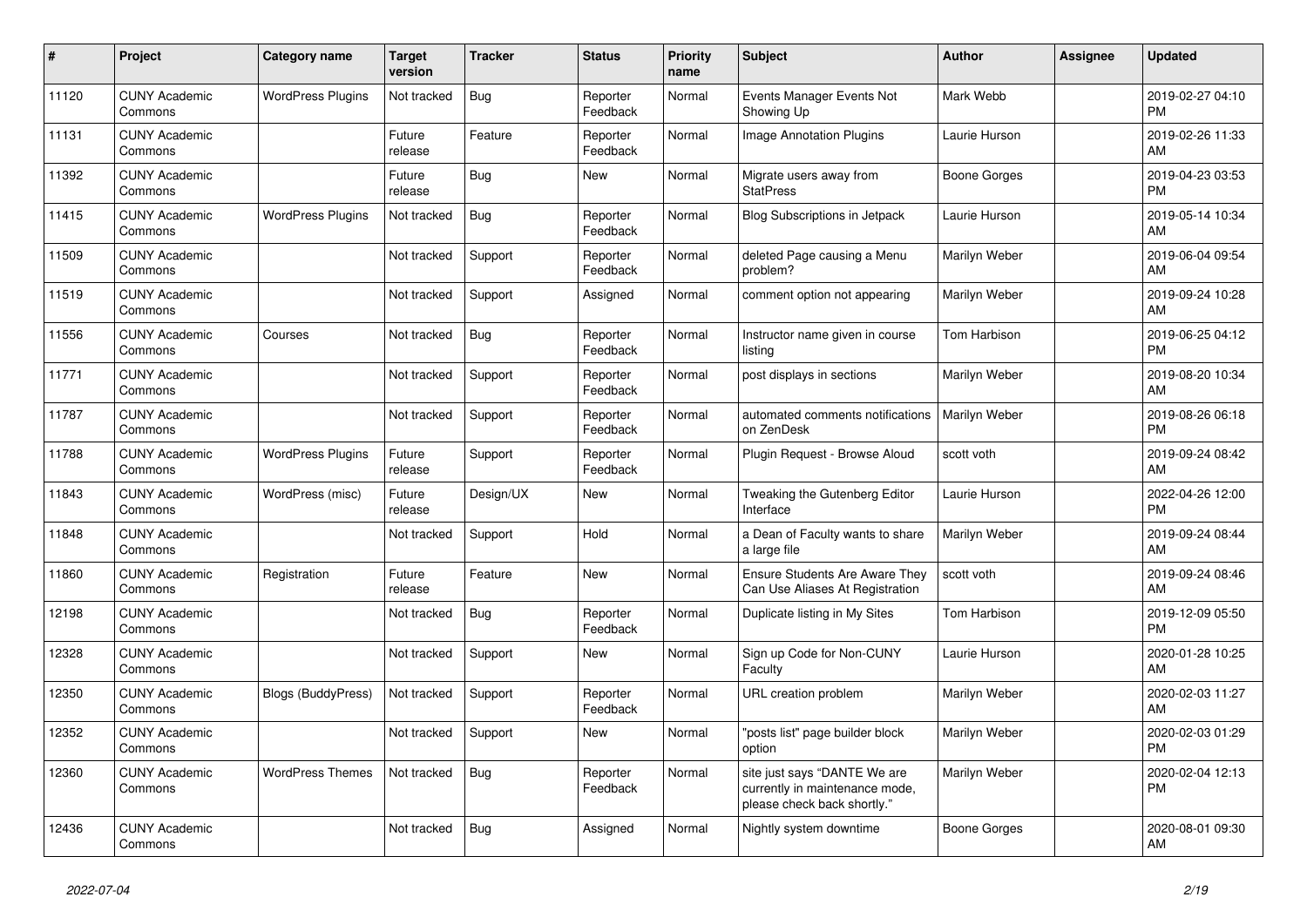| # | Project | Category name | Target version | Tracker | Status | Priority name | Subject | Author | Assignee | Updated |
|---|---|---|---|---|---|---|---|---|---|---|
| 11120 | CUNY Academic Commons | WordPress Plugins | Not tracked | Bug | Reporter Feedback | Normal | Events Manager Events Not Showing Up | Mark Webb | | 2019-02-27 04:10 PM |
| 11131 | CUNY Academic Commons | | Future release | Feature | Reporter Feedback | Normal | Image Annotation Plugins | Laurie Hurson | | 2019-02-26 11:33 AM |
| 11392 | CUNY Academic Commons | | Future release | Bug | New | Normal | Migrate users away from StatPress | Boone Gorges | | 2019-04-23 03:53 PM |
| 11415 | CUNY Academic Commons | WordPress Plugins | Not tracked | Bug | Reporter Feedback | Normal | Blog Subscriptions in Jetpack | Laurie Hurson | | 2019-05-14 10:34 AM |
| 11509 | CUNY Academic Commons | | Not tracked | Support | Reporter Feedback | Normal | deleted Page causing a Menu problem? | Marilyn Weber | | 2019-06-04 09:54 AM |
| 11519 | CUNY Academic Commons | | Not tracked | Support | Assigned | Normal | comment option not appearing | Marilyn Weber | | 2019-09-24 10:28 AM |
| 11556 | CUNY Academic Commons | Courses | Not tracked | Bug | Reporter Feedback | Normal | Instructor name given in course listing | Tom Harbison | | 2019-06-25 04:12 PM |
| 11771 | CUNY Academic Commons | | Not tracked | Support | Reporter Feedback | Normal | post displays in sections | Marilyn Weber | | 2019-08-20 10:34 AM |
| 11787 | CUNY Academic Commons | | Not tracked | Support | Reporter Feedback | Normal | automated comments notifications on ZenDesk | Marilyn Weber | | 2019-08-26 06:18 PM |
| 11788 | CUNY Academic Commons | WordPress Plugins | Future release | Support | Reporter Feedback | Normal | Plugin Request - Browse Aloud | scott voth | | 2019-09-24 08:42 AM |
| 11843 | CUNY Academic Commons | WordPress (misc) | Future release | Design/UX | New | Normal | Tweaking the Gutenberg Editor Interface | Laurie Hurson | | 2022-04-26 12:00 PM |
| 11848 | CUNY Academic Commons | | Not tracked | Support | Hold | Normal | a Dean of Faculty wants to share a large file | Marilyn Weber | | 2019-09-24 08:44 AM |
| 11860 | CUNY Academic Commons | Registration | Future release | Feature | New | Normal | Ensure Students Are Aware They Can Use Aliases At Registration | scott voth | | 2019-09-24 08:46 AM |
| 12198 | CUNY Academic Commons | | Not tracked | Bug | Reporter Feedback | Normal | Duplicate listing in My Sites | Tom Harbison | | 2019-12-09 05:50 PM |
| 12328 | CUNY Academic Commons | | Not tracked | Support | New | Normal | Sign up Code for Non-CUNY Faculty | Laurie Hurson | | 2020-01-28 10:25 AM |
| 12350 | CUNY Academic Commons | Blogs (BuddyPress) | Not tracked | Support | Reporter Feedback | Normal | URL creation problem | Marilyn Weber | | 2020-02-03 11:27 AM |
| 12352 | CUNY Academic Commons | | Not tracked | Support | New | Normal | "posts list" page builder block option | Marilyn Weber | | 2020-02-03 01:29 PM |
| 12360 | CUNY Academic Commons | WordPress Themes | Not tracked | Bug | Reporter Feedback | Normal | site just says "DANTE We are currently in maintenance mode, please check back shortly." | Marilyn Weber | | 2020-02-04 12:13 PM |
| 12436 | CUNY Academic Commons | | Not tracked | Bug | Assigned | Normal | Nightly system downtime | Boone Gorges | | 2020-08-01 09:30 AM |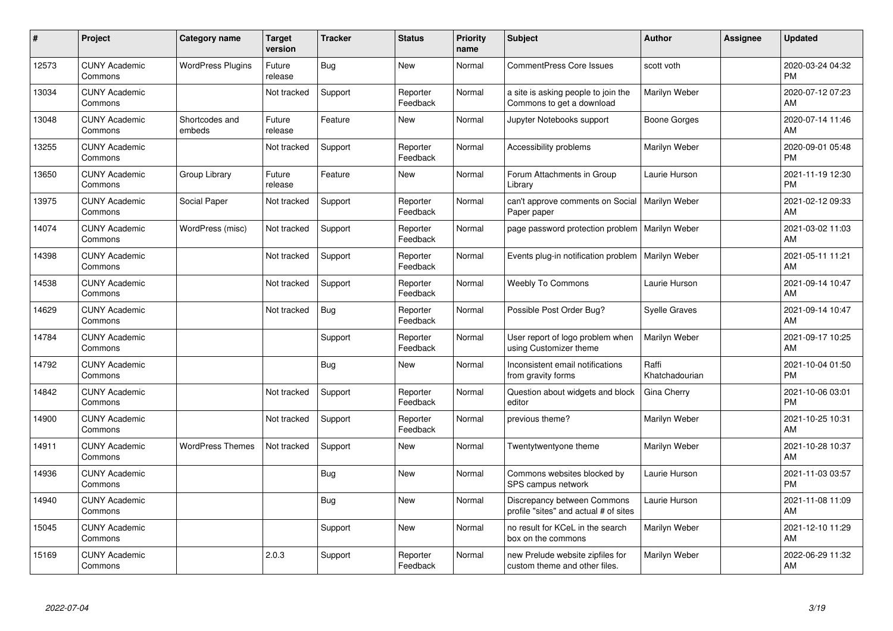| # | Project | Category name | Target version | Tracker | Status | Priority name | Subject | Author | Assignee | Updated |
|---|---|---|---|---|---|---|---|---|---|---|
| 12573 | CUNY Academic Commons | WordPress Plugins | Future release | Bug | New | Normal | CommentPress Core Issues | scott voth | | 2020-03-24 04:32 PM |
| 13034 | CUNY Academic Commons | | Not tracked | Support | Reporter Feedback | Normal | a site is asking people to join the Commons to get a download | Marilyn Weber | | 2020-07-12 07:23 AM |
| 13048 | CUNY Academic Commons | Shortcodes and embeds | Future release | Feature | New | Normal | Jupyter Notebooks support | Boone Gorges | | 2020-07-14 11:46 AM |
| 13255 | CUNY Academic Commons | | Not tracked | Support | Reporter Feedback | Normal | Accessibility problems | Marilyn Weber | | 2020-09-01 05:48 PM |
| 13650 | CUNY Academic Commons | Group Library | Future release | Feature | New | Normal | Forum Attachments in Group Library | Laurie Hurson | | 2021-11-19 12:30 PM |
| 13975 | CUNY Academic Commons | Social Paper | Not tracked | Support | Reporter Feedback | Normal | can't approve comments on Social Paper paper | Marilyn Weber | | 2021-02-12 09:33 AM |
| 14074 | CUNY Academic Commons | WordPress (misc) | Not tracked | Support | Reporter Feedback | Normal | page password protection problem | Marilyn Weber | | 2021-03-02 11:03 AM |
| 14398 | CUNY Academic Commons | | Not tracked | Support | Reporter Feedback | Normal | Events plug-in notification problem | Marilyn Weber | | 2021-05-11 11:21 AM |
| 14538 | CUNY Academic Commons | | Not tracked | Support | Reporter Feedback | Normal | Weebly To Commons | Laurie Hurson | | 2021-09-14 10:47 AM |
| 14629 | CUNY Academic Commons | | Not tracked | Bug | Reporter Feedback | Normal | Possible Post Order Bug? | Syelle Graves | | 2021-09-14 10:47 AM |
| 14784 | CUNY Academic Commons | | | Support | Reporter Feedback | Normal | User report of logo problem when using Customizer theme | Marilyn Weber | | 2021-09-17 10:25 AM |
| 14792 | CUNY Academic Commons | | | Bug | New | Normal | Inconsistent email notifications from gravity forms | Raffi Khatchadourian | | 2021-10-04 01:50 PM |
| 14842 | CUNY Academic Commons | | Not tracked | Support | Reporter Feedback | Normal | Question about widgets and block editor | Gina Cherry | | 2021-10-06 03:01 PM |
| 14900 | CUNY Academic Commons | | Not tracked | Support | Reporter Feedback | Normal | previous theme? | Marilyn Weber | | 2021-10-25 10:31 AM |
| 14911 | CUNY Academic Commons | WordPress Themes | Not tracked | Support | New | Normal | Twentytwentyone theme | Marilyn Weber | | 2021-10-28 10:37 AM |
| 14936 | CUNY Academic Commons | | | Bug | New | Normal | Commons websites blocked by SPS campus network | Laurie Hurson | | 2021-11-03 03:57 PM |
| 14940 | CUNY Academic Commons | | | Bug | New | Normal | Discrepancy between Commons profile "sites" and actual # of sites | Laurie Hurson | | 2021-11-08 11:09 AM |
| 15045 | CUNY Academic Commons | | | Support | New | Normal | no result for KCeL in the search box on the commons | Marilyn Weber | | 2021-12-10 11:29 AM |
| 15169 | CUNY Academic Commons | | 2.0.3 | Support | Reporter Feedback | Normal | new Prelude website zipfiles for custom theme and other files. | Marilyn Weber | | 2022-06-29 11:32 AM |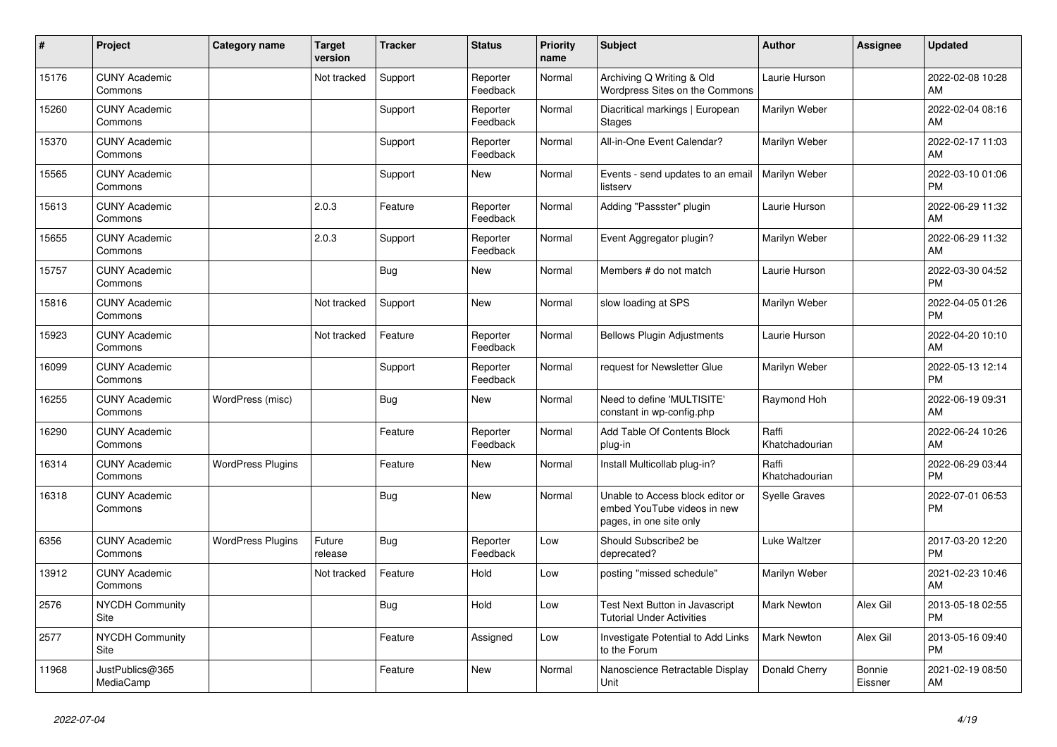| # | Project | Category name | Target version | Tracker | Status | Priority name | Subject | Author | Assignee | Updated |
|---|---|---|---|---|---|---|---|---|---|---|
| 15176 | CUNY Academic Commons | | Not tracked | Support | Reporter Feedback | Normal | Archiving Q Writing & Old Wordpress Sites on the Commons | Laurie Hurson | | 2022-02-08 10:28 AM |
| 15260 | CUNY Academic Commons | | | Support | Reporter Feedback | Normal | Diacritical markings \| European Stages | Marilyn Weber | | 2022-02-04 08:16 AM |
| 15370 | CUNY Academic Commons | | | Support | Reporter Feedback | Normal | All-in-One Event Calendar? | Marilyn Weber | | 2022-02-17 11:03 AM |
| 15565 | CUNY Academic Commons | | | Support | New | Normal | Events - send updates to an email listserv | Marilyn Weber | | 2022-03-10 01:06 PM |
| 15613 | CUNY Academic Commons | | 2.0.3 | Feature | Reporter Feedback | Normal | Adding "Passster" plugin | Laurie Hurson | | 2022-06-29 11:32 AM |
| 15655 | CUNY Academic Commons | | 2.0.3 | Support | Reporter Feedback | Normal | Event Aggregator plugin? | Marilyn Weber | | 2022-06-29 11:32 AM |
| 15757 | CUNY Academic Commons | | | Bug | New | Normal | Members # do not match | Laurie Hurson | | 2022-03-30 04:52 PM |
| 15816 | CUNY Academic Commons | | Not tracked | Support | New | Normal | slow loading at SPS | Marilyn Weber | | 2022-04-05 01:26 PM |
| 15923 | CUNY Academic Commons | | Not tracked | Feature | Reporter Feedback | Normal | Bellows Plugin Adjustments | Laurie Hurson | | 2022-04-20 10:10 AM |
| 16099 | CUNY Academic Commons | | | Support | Reporter Feedback | Normal | request for Newsletter Glue | Marilyn Weber | | 2022-05-13 12:14 PM |
| 16255 | CUNY Academic Commons | WordPress (misc) | | Bug | New | Normal | Need to define 'MULTISITE' constant in wp-config.php | Raymond Hoh | | 2022-06-19 09:31 AM |
| 16290 | CUNY Academic Commons | | | Feature | Reporter Feedback | Normal | Add Table Of Contents Block plug-in | Raffi Khatchadourian | | 2022-06-24 10:26 AM |
| 16314 | CUNY Academic Commons | WordPress Plugins | | Feature | New | Normal | Install Multicollab plug-in? | Raffi Khatchadourian | | 2022-06-29 03:44 PM |
| 16318 | CUNY Academic Commons | | | Bug | New | Normal | Unable to Access block editor or embed YouTube videos in new pages, in one site only | Syelle Graves | | 2022-07-01 06:53 PM |
| 6356 | CUNY Academic Commons | WordPress Plugins | Future release | Bug | Reporter Feedback | Low | Should Subscribe2 be deprecated? | Luke Waltzer | | 2017-03-20 12:20 PM |
| 13912 | CUNY Academic Commons | | Not tracked | Feature | Hold | Low | posting "missed schedule" | Marilyn Weber | | 2021-02-23 10:46 AM |
| 2576 | NYCDH Community Site | | | Bug | Hold | Low | Test Next Button in Javascript Tutorial Under Activities | Mark Newton | Alex Gil | 2013-05-18 02:55 PM |
| 2577 | NYCDH Community Site | | | Feature | Assigned | Low | Investigate Potential to Add Links to the Forum | Mark Newton | Alex Gil | 2013-05-16 09:40 PM |
| 11968 | JustPublics@365 MediaCamp | | | Feature | New | Normal | Nanoscience Retractable Display Unit | Donald Cherry | Bonnie Eissner | 2021-02-19 08:50 AM |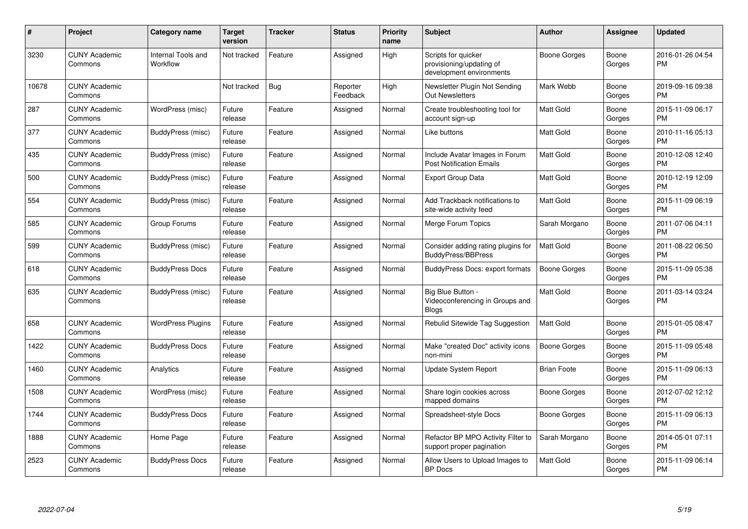| # | Project | Category name | Target version | Tracker | Status | Priority name | Subject | Author | Assignee | Updated |
|---|---|---|---|---|---|---|---|---|---|---|
| 3230 | CUNY Academic Commons | Internal Tools and Workflow | Not tracked | Feature | Assigned | High | Scripts for quicker provisioning/updating of development environments | Boone Gorges | Boone Gorges | 2016-01-26 04:54 PM |
| 10678 | CUNY Academic Commons | | Not tracked | Bug | Reporter Feedback | High | Newsletter Plugin Not Sending Out Newsletters | Mark Webb | Boone Gorges | 2019-09-16 09:38 PM |
| 287 | CUNY Academic Commons | WordPress (misc) | Future release | Feature | Assigned | Normal | Create troubleshooting tool for account sign-up | Matt Gold | Boone Gorges | 2015-11-09 06:17 PM |
| 377 | CUNY Academic Commons | BuddyPress (misc) | Future release | Feature | Assigned | Normal | Like buttons | Matt Gold | Boone Gorges | 2010-11-16 05:13 PM |
| 435 | CUNY Academic Commons | BuddyPress (misc) | Future release | Feature | Assigned | Normal | Include Avatar Images in Forum Post Notification Emails | Matt Gold | Boone Gorges | 2010-12-08 12:40 PM |
| 500 | CUNY Academic Commons | BuddyPress (misc) | Future release | Feature | Assigned | Normal | Export Group Data | Matt Gold | Boone Gorges | 2010-12-19 12:09 PM |
| 554 | CUNY Academic Commons | BuddyPress (misc) | Future release | Feature | Assigned | Normal | Add Trackback notifications to site-wide activity feed | Matt Gold | Boone Gorges | 2015-11-09 06:19 PM |
| 585 | CUNY Academic Commons | Group Forums | Future release | Feature | Assigned | Normal | Merge Forum Topics | Sarah Morgano | Boone Gorges | 2011-07-06 04:11 PM |
| 599 | CUNY Academic Commons | BuddyPress (misc) | Future release | Feature | Assigned | Normal | Consider adding rating plugins for BuddyPress/BBPress | Matt Gold | Boone Gorges | 2011-08-22 06:50 PM |
| 618 | CUNY Academic Commons | BuddyPress Docs | Future release | Feature | Assigned | Normal | BuddyPress Docs: export formats | Boone Gorges | Boone Gorges | 2015-11-09 05:38 PM |
| 635 | CUNY Academic Commons | BuddyPress (misc) | Future release | Feature | Assigned | Normal | Big Blue Button - Videoconferencing in Groups and Blogs | Matt Gold | Boone Gorges | 2011-03-14 03:24 PM |
| 658 | CUNY Academic Commons | WordPress Plugins | Future release | Feature | Assigned | Normal | Rebulid Sitewide Tag Suggestion | Matt Gold | Boone Gorges | 2015-01-05 08:47 PM |
| 1422 | CUNY Academic Commons | BuddyPress Docs | Future release | Feature | Assigned | Normal | Make "created Doc" activity icons non-mini | Boone Gorges | Boone Gorges | 2015-11-09 05:48 PM |
| 1460 | CUNY Academic Commons | Analytics | Future release | Feature | Assigned | Normal | Update System Report | Brian Foote | Boone Gorges | 2015-11-09 06:13 PM |
| 1508 | CUNY Academic Commons | WordPress (misc) | Future release | Feature | Assigned | Normal | Share login cookies across mapped domains | Boone Gorges | Boone Gorges | 2012-07-02 12:12 PM |
| 1744 | CUNY Academic Commons | BuddyPress Docs | Future release | Feature | Assigned | Normal | Spreadsheet-style Docs | Boone Gorges | Boone Gorges | 2015-11-09 06:13 PM |
| 1888 | CUNY Academic Commons | Home Page | Future release | Feature | Assigned | Normal | Refactor BP MPO Activity Filter to support proper pagination | Sarah Morgano | Boone Gorges | 2014-05-01 07:11 PM |
| 2523 | CUNY Academic Commons | BuddyPress Docs | Future release | Feature | Assigned | Normal | Allow Users to Upload Images to BP Docs | Matt Gold | Boone Gorges | 2015-11-09 06:14 PM |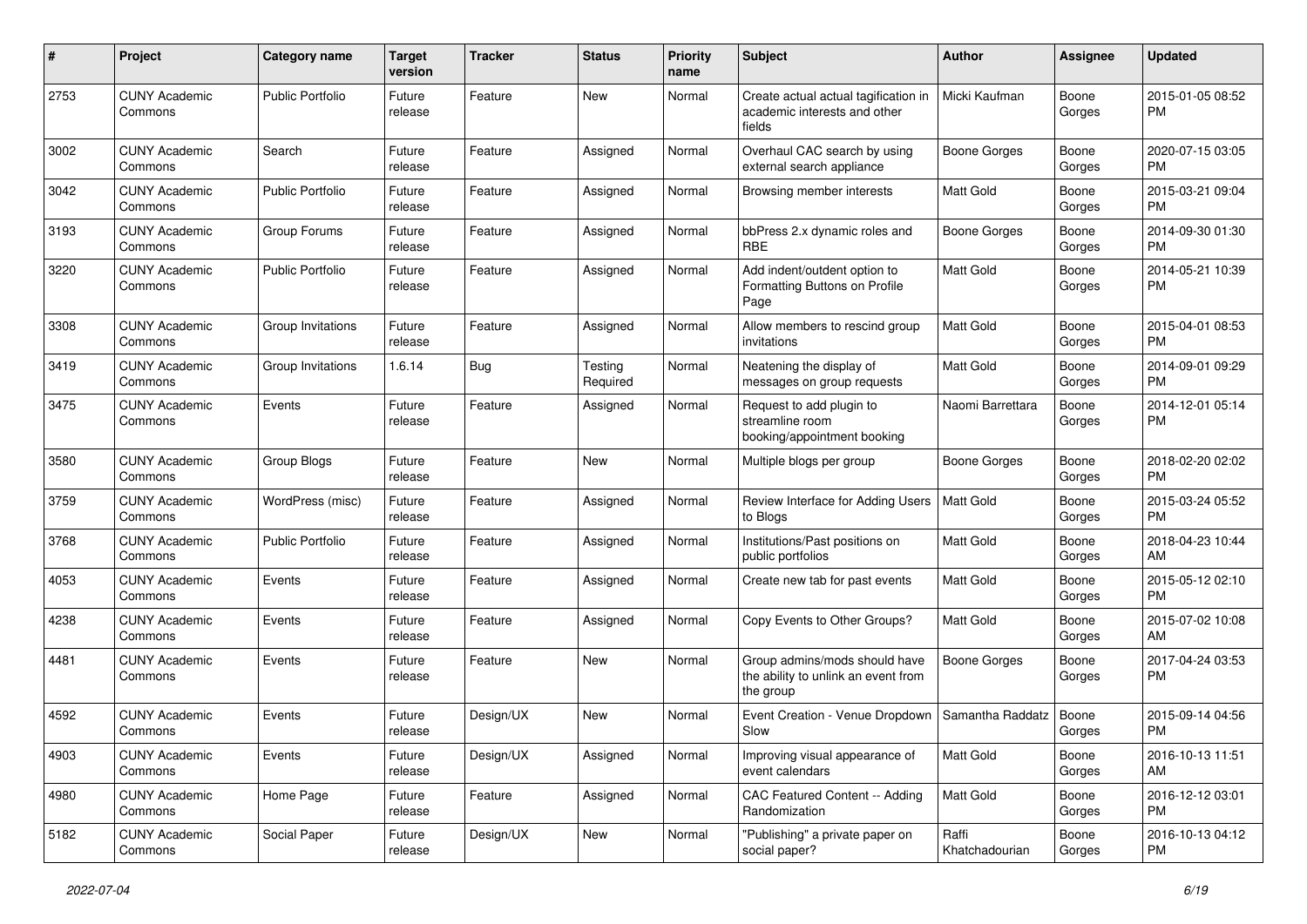| # | Project | Category name | Target version | Tracker | Status | Priority name | Subject | Author | Assignee | Updated |
|---|---|---|---|---|---|---|---|---|---|---|
| 2753 | CUNY Academic Commons | Public Portfolio | Future release | Feature | New | Normal | Create actual actual tagification in academic interests and other fields | Micki Kaufman | Boone Gorges | 2015-01-05 08:52 PM |
| 3002 | CUNY Academic Commons | Search | Future release | Feature | Assigned | Normal | Overhaul CAC search by using external search appliance | Boone Gorges | Boone Gorges | 2020-07-15 03:05 PM |
| 3042 | CUNY Academic Commons | Public Portfolio | Future release | Feature | Assigned | Normal | Browsing member interests | Matt Gold | Boone Gorges | 2015-03-21 09:04 PM |
| 3193 | CUNY Academic Commons | Group Forums | Future release | Feature | Assigned | Normal | bbPress 2.x dynamic roles and RBE | Boone Gorges | Boone Gorges | 2014-09-30 01:30 PM |
| 3220 | CUNY Academic Commons | Public Portfolio | Future release | Feature | Assigned | Normal | Add indent/outdent option to Formatting Buttons on Profile Page | Matt Gold | Boone Gorges | 2014-05-21 10:39 PM |
| 3308 | CUNY Academic Commons | Group Invitations | Future release | Feature | Assigned | Normal | Allow members to rescind group invitations | Matt Gold | Boone Gorges | 2015-04-01 08:53 PM |
| 3419 | CUNY Academic Commons | Group Invitations | 1.6.14 | Bug | Testing Required | Normal | Neatening the display of messages on group requests | Matt Gold | Boone Gorges | 2014-09-01 09:29 PM |
| 3475 | CUNY Academic Commons | Events | Future release | Feature | Assigned | Normal | Request to add plugin to streamline room booking/appointment booking | Naomi Barrettara | Boone Gorges | 2014-12-01 05:14 PM |
| 3580 | CUNY Academic Commons | Group Blogs | Future release | Feature | New | Normal | Multiple blogs per group | Boone Gorges | Boone Gorges | 2018-02-20 02:02 PM |
| 3759 | CUNY Academic Commons | WordPress (misc) | Future release | Feature | Assigned | Normal | Review Interface for Adding Users to Blogs | Matt Gold | Boone Gorges | 2015-03-24 05:52 PM |
| 3768 | CUNY Academic Commons | Public Portfolio | Future release | Feature | Assigned | Normal | Institutions/Past positions on public portfolios | Matt Gold | Boone Gorges | 2018-04-23 10:44 AM |
| 4053 | CUNY Academic Commons | Events | Future release | Feature | Assigned | Normal | Create new tab for past events | Matt Gold | Boone Gorges | 2015-05-12 02:10 PM |
| 4238 | CUNY Academic Commons | Events | Future release | Feature | Assigned | Normal | Copy Events to Other Groups? | Matt Gold | Boone Gorges | 2015-07-02 10:08 AM |
| 4481 | CUNY Academic Commons | Events | Future release | Feature | New | Normal | Group admins/mods should have the ability to unlink an event from the group | Boone Gorges | Boone Gorges | 2017-04-24 03:53 PM |
| 4592 | CUNY Academic Commons | Events | Future release | Design/UX | New | Normal | Event Creation - Venue Dropdown Slow | Samantha Raddatz | Boone Gorges | 2015-09-14 04:56 PM |
| 4903 | CUNY Academic Commons | Events | Future release | Design/UX | Assigned | Normal | Improving visual appearance of event calendars | Matt Gold | Boone Gorges | 2016-10-13 11:51 AM |
| 4980 | CUNY Academic Commons | Home Page | Future release | Feature | Assigned | Normal | CAC Featured Content -- Adding Randomization | Matt Gold | Boone Gorges | 2016-12-12 03:01 PM |
| 5182 | CUNY Academic Commons | Social Paper | Future release | Design/UX | New | Normal | "Publishing" a private paper on social paper? | Raffi Khatchadourian | Boone Gorges | 2016-10-13 04:12 PM |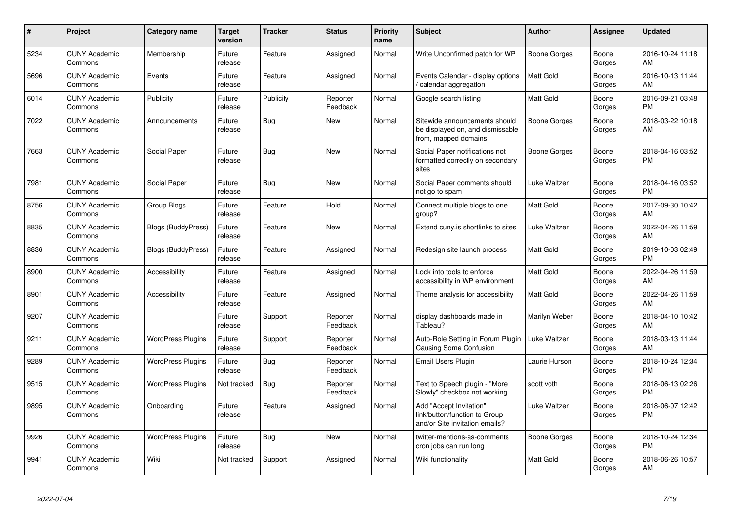| # | Project | Category name | Target version | Tracker | Status | Priority name | Subject | Author | Assignee | Updated |
|---|---|---|---|---|---|---|---|---|---|---|
| 5234 | CUNY Academic Commons | Membership | Future release | Feature | Assigned | Normal | Write Unconfirmed patch for WP | Boone Gorges | Boone Gorges | 2016-10-24 11:18 AM |
| 5696 | CUNY Academic Commons | Events | Future release | Feature | Assigned | Normal | Events Calendar - display options / calendar aggregation | Matt Gold | Boone Gorges | 2016-10-13 11:44 AM |
| 6014 | CUNY Academic Commons | Publicity | Future release | Publicity | Reporter Feedback | Normal | Google search listing | Matt Gold | Boone Gorges | 2016-09-21 03:48 PM |
| 7022 | CUNY Academic Commons | Announcements | Future release | Bug | New | Normal | Sitewide announcements should be displayed on, and dismissable from, mapped domains | Boone Gorges | Boone Gorges | 2018-03-22 10:18 AM |
| 7663 | CUNY Academic Commons | Social Paper | Future release | Bug | New | Normal | Social Paper notifications not formatted correctly on secondary sites | Boone Gorges | Boone Gorges | 2018-04-16 03:52 PM |
| 7981 | CUNY Academic Commons | Social Paper | Future release | Bug | New | Normal | Social Paper comments should not go to spam | Luke Waltzer | Boone Gorges | 2018-04-16 03:52 PM |
| 8756 | CUNY Academic Commons | Group Blogs | Future release | Feature | Hold | Normal | Connect multiple blogs to one group? | Matt Gold | Boone Gorges | 2017-09-30 10:42 AM |
| 8835 | CUNY Academic Commons | Blogs (BuddyPress) | Future release | Feature | New | Normal | Extend cuny.is shortlinks to sites | Luke Waltzer | Boone Gorges | 2022-04-26 11:59 AM |
| 8836 | CUNY Academic Commons | Blogs (BuddyPress) | Future release | Feature | Assigned | Normal | Redesign site launch process | Matt Gold | Boone Gorges | 2019-10-03 02:49 PM |
| 8900 | CUNY Academic Commons | Accessibility | Future release | Feature | Assigned | Normal | Look into tools to enforce accessibility in WP environment | Matt Gold | Boone Gorges | 2022-04-26 11:59 AM |
| 8901 | CUNY Academic Commons | Accessibility | Future release | Feature | Assigned | Normal | Theme analysis for accessibility | Matt Gold | Boone Gorges | 2022-04-26 11:59 AM |
| 9207 | CUNY Academic Commons | | Future release | Support | Reporter Feedback | Normal | display dashboards made in Tableau? | Marilyn Weber | Boone Gorges | 2018-04-10 10:42 AM |
| 9211 | CUNY Academic Commons | WordPress Plugins | Future release | Support | Reporter Feedback | Normal | Auto-Role Setting in Forum Plugin Causing Some Confusion | Luke Waltzer | Boone Gorges | 2018-03-13 11:44 AM |
| 9289 | CUNY Academic Commons | WordPress Plugins | Future release | Bug | Reporter Feedback | Normal | Email Users Plugin | Laurie Hurson | Boone Gorges | 2018-10-24 12:34 PM |
| 9515 | CUNY Academic Commons | WordPress Plugins | Not tracked | Bug | Reporter Feedback | Normal | Text to Speech plugin - "More Slowly" checkbox not working | scott voth | Boone Gorges | 2018-06-13 02:26 PM |
| 9895 | CUNY Academic Commons | Onboarding | Future release | Feature | Assigned | Normal | Add "Accept Invitation" link/button/function to Group and/or Site invitation emails? | Luke Waltzer | Boone Gorges | 2018-06-07 12:42 PM |
| 9926 | CUNY Academic Commons | WordPress Plugins | Future release | Bug | New | Normal | twitter-mentions-as-comments cron jobs can run long | Boone Gorges | Boone Gorges | 2018-10-24 12:34 PM |
| 9941 | CUNY Academic Commons | Wiki | Not tracked | Support | Assigned | Normal | Wiki functionality | Matt Gold | Boone Gorges | 2018-06-26 10:57 AM |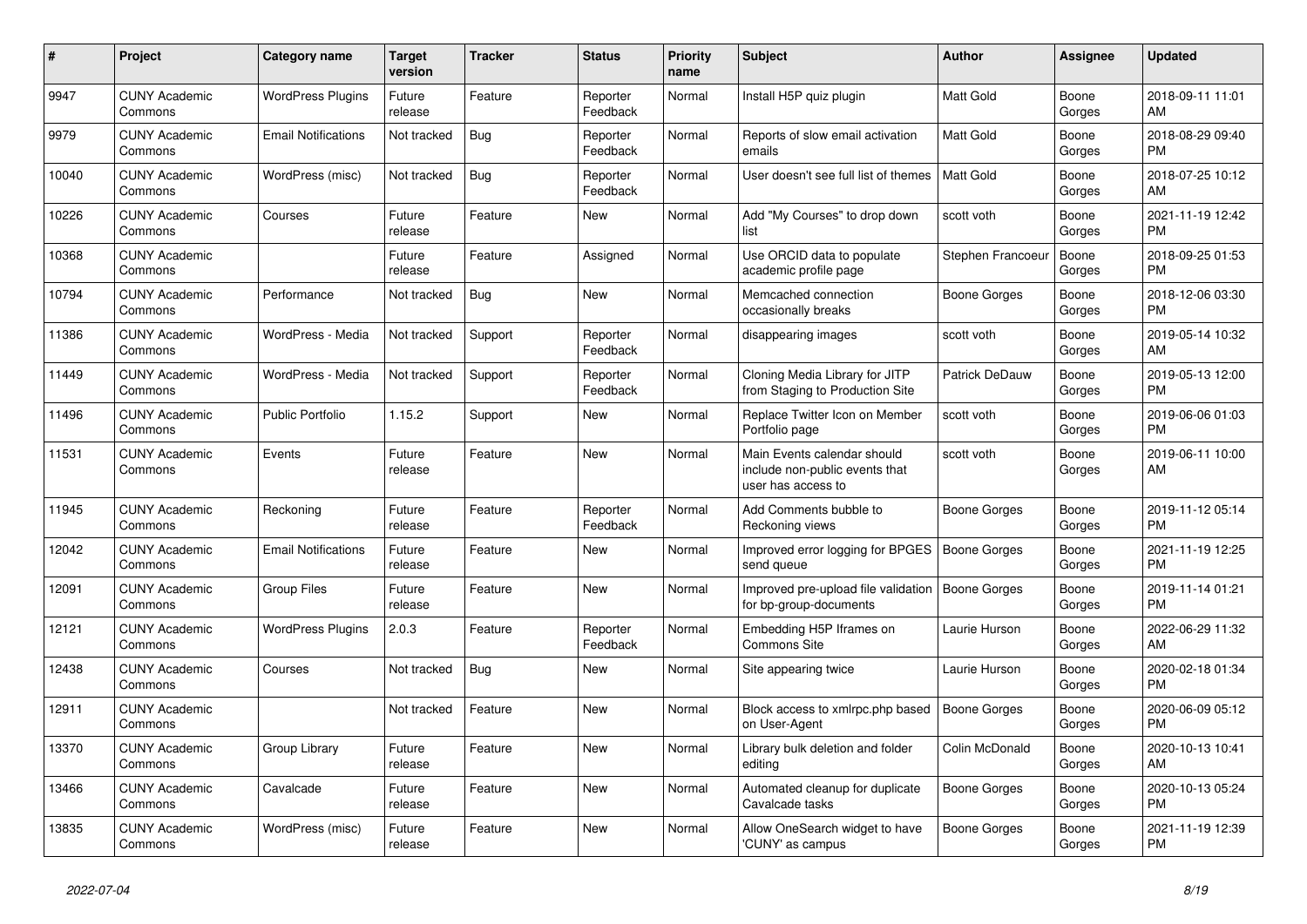| # | Project | Category name | Target version | Tracker | Status | Priority name | Subject | Author | Assignee | Updated |
|---|---|---|---|---|---|---|---|---|---|---|
| 9947 | CUNY Academic Commons | WordPress Plugins | Future release | Feature | Reporter Feedback | Normal | Install H5P quiz plugin | Matt Gold | Boone Gorges | 2018-09-11 11:01 AM |
| 9979 | CUNY Academic Commons | Email Notifications | Not tracked | Bug | Reporter Feedback | Normal | Reports of slow email activation emails | Matt Gold | Boone Gorges | 2018-08-29 09:40 PM |
| 10040 | CUNY Academic Commons | WordPress (misc) | Not tracked | Bug | Reporter Feedback | Normal | User doesn't see full list of themes | Matt Gold | Boone Gorges | 2018-07-25 10:12 AM |
| 10226 | CUNY Academic Commons | Courses | Future release | Feature | New | Normal | Add "My Courses" to drop down list | scott voth | Boone Gorges | 2021-11-19 12:42 PM |
| 10368 | CUNY Academic Commons | | Future release | Feature | Assigned | Normal | Use ORCID data to populate academic profile page | Stephen Francoeur | Boone Gorges | 2018-09-25 01:53 PM |
| 10794 | CUNY Academic Commons | Performance | Not tracked | Bug | New | Normal | Memcached connection occasionally breaks | Boone Gorges | Boone Gorges | 2018-12-06 03:30 PM |
| 11386 | CUNY Academic Commons | WordPress - Media | Not tracked | Support | Reporter Feedback | Normal | disappearing images | scott voth | Boone Gorges | 2019-05-14 10:32 AM |
| 11449 | CUNY Academic Commons | WordPress - Media | Not tracked | Support | Reporter Feedback | Normal | Cloning Media Library for JITP from Staging to Production Site | Patrick DeDauw | Boone Gorges | 2019-05-13 12:00 PM |
| 11496 | CUNY Academic Commons | Public Portfolio | 1.15.2 | Support | New | Normal | Replace Twitter Icon on Member Portfolio page | scott voth | Boone Gorges | 2019-06-06 01:03 PM |
| 11531 | CUNY Academic Commons | Events | Future release | Feature | New | Normal | Main Events calendar should include non-public events that user has access to | scott voth | Boone Gorges | 2019-06-11 10:00 AM |
| 11945 | CUNY Academic Commons | Reckoning | Future release | Feature | Reporter Feedback | Normal | Add Comments bubble to Reckoning views | Boone Gorges | Boone Gorges | 2019-11-12 05:14 PM |
| 12042 | CUNY Academic Commons | Email Notifications | Future release | Feature | New | Normal | Improved error logging for BPGES send queue | Boone Gorges | Boone Gorges | 2021-11-19 12:25 PM |
| 12091 | CUNY Academic Commons | Group Files | Future release | Feature | New | Normal | Improved pre-upload file validation for bp-group-documents | Boone Gorges | Boone Gorges | 2019-11-14 01:21 PM |
| 12121 | CUNY Academic Commons | WordPress Plugins | 2.0.3 | Feature | Reporter Feedback | Normal | Embedding H5P Iframes on Commons Site | Laurie Hurson | Boone Gorges | 2022-06-29 11:32 AM |
| 12438 | CUNY Academic Commons | Courses | Not tracked | Bug | New | Normal | Site appearing twice | Laurie Hurson | Boone Gorges | 2020-02-18 01:34 PM |
| 12911 | CUNY Academic Commons | | Not tracked | Feature | New | Normal | Block access to xmlrpc.php based on User-Agent | Boone Gorges | Boone Gorges | 2020-06-09 05:12 PM |
| 13370 | CUNY Academic Commons | Group Library | Future release | Feature | New | Normal | Library bulk deletion and folder editing | Colin McDonald | Boone Gorges | 2020-10-13 10:41 AM |
| 13466 | CUNY Academic Commons | Cavalcade | Future release | Feature | New | Normal | Automated cleanup for duplicate Cavalcade tasks | Boone Gorges | Boone Gorges | 2020-10-13 05:24 PM |
| 13835 | CUNY Academic Commons | WordPress (misc) | Future release | Feature | New | Normal | Allow OneSearch widget to have 'CUNY' as campus | Boone Gorges | Boone Gorges | 2021-11-19 12:39 PM |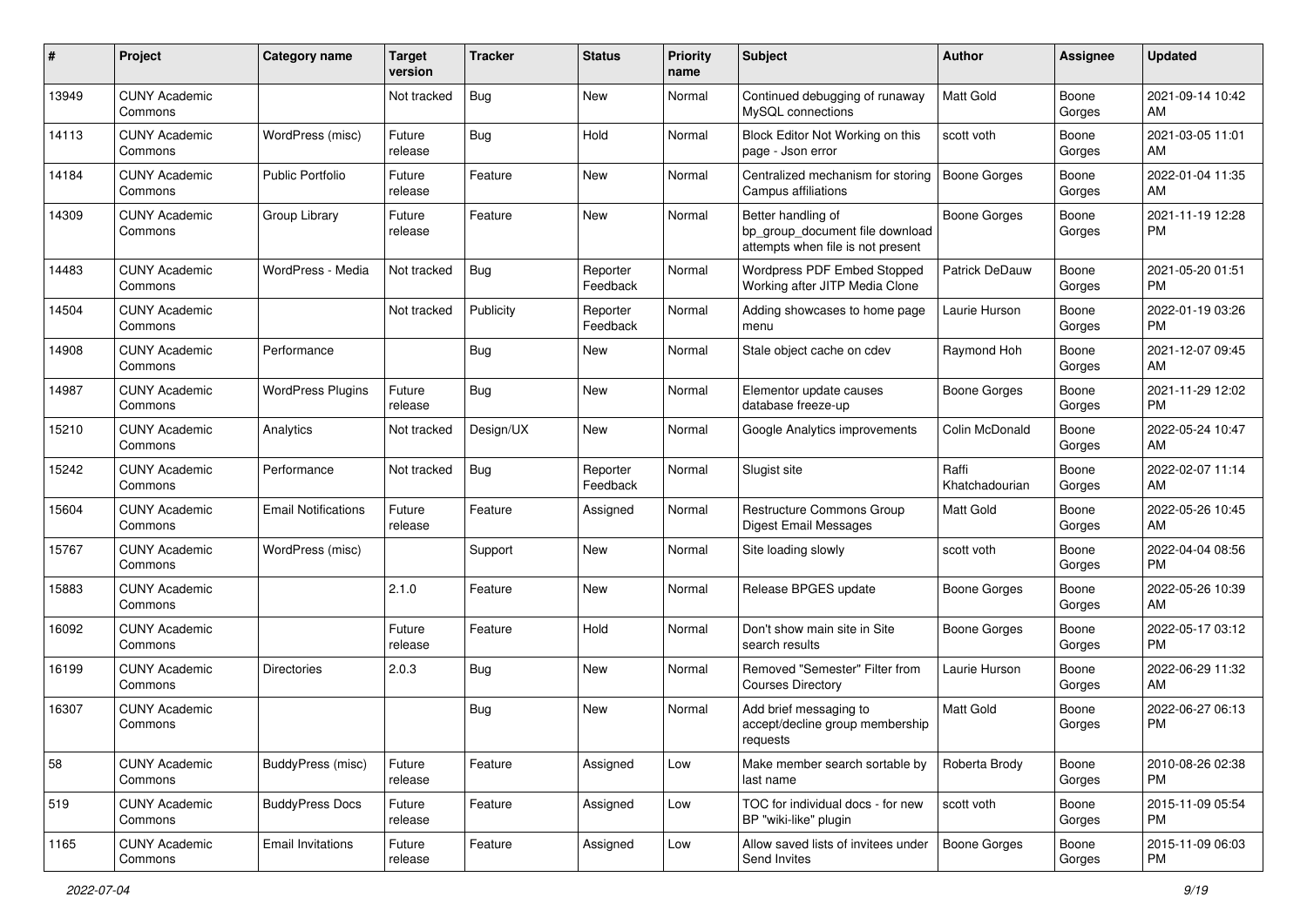| # | Project | Category name | Target version | Tracker | Status | Priority name | Subject | Author | Assignee | Updated |
|---|---|---|---|---|---|---|---|---|---|---|
| 13949 | CUNY Academic Commons | | Not tracked | Bug | New | Normal | Continued debugging of runaway MySQL connections | Matt Gold | Boone Gorges | 2021-09-14 10:42 AM |
| 14113 | CUNY Academic Commons | WordPress (misc) | Future release | Bug | Hold | Normal | Block Editor Not Working on this page - Json error | scott voth | Boone Gorges | 2021-03-05 11:01 AM |
| 14184 | CUNY Academic Commons | Public Portfolio | Future release | Feature | New | Normal | Centralized mechanism for storing Campus affiliations | Boone Gorges | Boone Gorges | 2022-01-04 11:35 AM |
| 14309 | CUNY Academic Commons | Group Library | Future release | Feature | New | Normal | Better handling of bp_group_document file download attempts when file is not present | Boone Gorges | Boone Gorges | 2021-11-19 12:28 PM |
| 14483 | CUNY Academic Commons | WordPress - Media | Not tracked | Bug | Reporter Feedback | Normal | Wordpress PDF Embed Stopped Working after JITP Media Clone | Patrick DeDauw | Boone Gorges | 2021-05-20 01:51 PM |
| 14504 | CUNY Academic Commons | | Not tracked | Publicity | Reporter Feedback | Normal | Adding showcases to home page menu | Laurie Hurson | Boone Gorges | 2022-01-19 03:26 PM |
| 14908 | CUNY Academic Commons | Performance | | Bug | New | Normal | Stale object cache on cdev | Raymond Hoh | Boone Gorges | 2021-12-07 09:45 AM |
| 14987 | CUNY Academic Commons | WordPress Plugins | Future release | Bug | New | Normal | Elementor update causes database freeze-up | Boone Gorges | Boone Gorges | 2021-11-29 12:02 PM |
| 15210 | CUNY Academic Commons | Analytics | Not tracked | Design/UX | New | Normal | Google Analytics improvements | Colin McDonald | Boone Gorges | 2022-05-24 10:47 AM |
| 15242 | CUNY Academic Commons | Performance | Not tracked | Bug | Reporter Feedback | Normal | Slugist site | Raffi Khatchadourian | Boone Gorges | 2022-02-07 11:14 AM |
| 15604 | CUNY Academic Commons | Email Notifications | Future release | Feature | Assigned | Normal | Restructure Commons Group Digest Email Messages | Matt Gold | Boone Gorges | 2022-05-26 10:45 AM |
| 15767 | CUNY Academic Commons | WordPress (misc) | | Support | New | Normal | Site loading slowly | scott voth | Boone Gorges | 2022-04-04 08:56 PM |
| 15883 | CUNY Academic Commons | | 2.1.0 | Feature | New | Normal | Release BPGES update | Boone Gorges | Boone Gorges | 2022-05-26 10:39 AM |
| 16092 | CUNY Academic Commons | | Future release | Feature | Hold | Normal | Don't show main site in Site search results | Boone Gorges | Boone Gorges | 2022-05-17 03:12 PM |
| 16199 | CUNY Academic Commons | Directories | 2.0.3 | Bug | New | Normal | Removed "Semester" Filter from Courses Directory | Laurie Hurson | Boone Gorges | 2022-06-29 11:32 AM |
| 16307 | CUNY Academic Commons | | | Bug | New | Normal | Add brief messaging to accept/decline group membership requests | Matt Gold | Boone Gorges | 2022-06-27 06:13 PM |
| 58 | CUNY Academic Commons | BuddyPress (misc) | Future release | Feature | Assigned | Low | Make member search sortable by last name | Roberta Brody | Boone Gorges | 2010-08-26 02:38 PM |
| 519 | CUNY Academic Commons | BuddyPress Docs | Future release | Feature | Assigned | Low | TOC for individual docs - for new BP "wiki-like" plugin | scott voth | Boone Gorges | 2015-11-09 05:54 PM |
| 1165 | CUNY Academic Commons | Email Invitations | Future release | Feature | Assigned | Low | Allow saved lists of invitees under Send Invites | Boone Gorges | Boone Gorges | 2015-11-09 06:03 PM |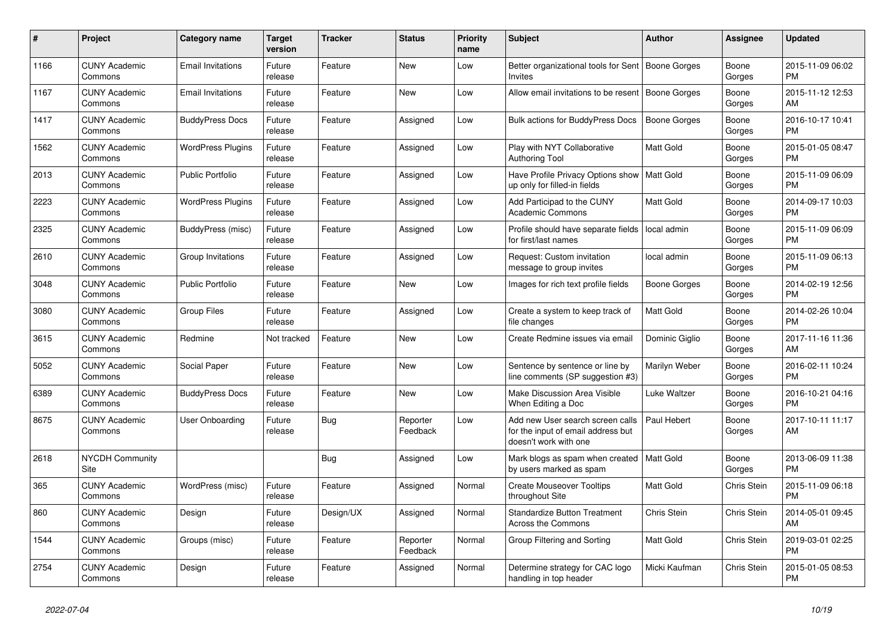| # | Project | Category name | Target version | Tracker | Status | Priority name | Subject | Author | Assignee | Updated |
|---|---|---|---|---|---|---|---|---|---|---|
| 1166 | CUNY Academic Commons | Email Invitations | Future release | Feature | New | Low | Better organizational tools for Sent Invites | Boone Gorges | Boone Gorges | 2015-11-09 06:02 PM |
| 1167 | CUNY Academic Commons | Email Invitations | Future release | Feature | New | Low | Allow email invitations to be resent | Boone Gorges | Boone Gorges | 2015-11-12 12:53 AM |
| 1417 | CUNY Academic Commons | BuddyPress Docs | Future release | Feature | Assigned | Low | Bulk actions for BuddyPress Docs | Boone Gorges | Boone Gorges | 2016-10-17 10:41 PM |
| 1562 | CUNY Academic Commons | WordPress Plugins | Future release | Feature | Assigned | Low | Play with NYT Collaborative Authoring Tool | Matt Gold | Boone Gorges | 2015-01-05 08:47 PM |
| 2013 | CUNY Academic Commons | Public Portfolio | Future release | Feature | Assigned | Low | Have Profile Privacy Options show up only for filled-in fields | Matt Gold | Boone Gorges | 2015-11-09 06:09 PM |
| 2223 | CUNY Academic Commons | WordPress Plugins | Future release | Feature | Assigned | Low | Add Participad to the CUNY Academic Commons | Matt Gold | Boone Gorges | 2014-09-17 10:03 PM |
| 2325 | CUNY Academic Commons | BuddyPress (misc) | Future release | Feature | Assigned | Low | Profile should have separate fields for first/last names | local admin | Boone Gorges | 2015-11-09 06:09 PM |
| 2610 | CUNY Academic Commons | Group Invitations | Future release | Feature | Assigned | Low | Request: Custom invitation message to group invites | local admin | Boone Gorges | 2015-11-09 06:13 PM |
| 3048 | CUNY Academic Commons | Public Portfolio | Future release | Feature | New | Low | Images for rich text profile fields | Boone Gorges | Boone Gorges | 2014-02-19 12:56 PM |
| 3080 | CUNY Academic Commons | Group Files | Future release | Feature | Assigned | Low | Create a system to keep track of file changes | Matt Gold | Boone Gorges | 2014-02-26 10:04 PM |
| 3615 | CUNY Academic Commons | Redmine | Not tracked | Feature | New | Low | Create Redmine issues via email | Dominic Giglio | Boone Gorges | 2017-11-16 11:36 AM |
| 5052 | CUNY Academic Commons | Social Paper | Future release | Feature | New | Low | Sentence by sentence or line by line comments (SP suggestion #3) | Marilyn Weber | Boone Gorges | 2016-02-11 10:24 PM |
| 6389 | CUNY Academic Commons | BuddyPress Docs | Future release | Feature | New | Low | Make Discussion Area Visible When Editing a Doc | Luke Waltzer | Boone Gorges | 2016-10-21 04:16 PM |
| 8675 | CUNY Academic Commons | User Onboarding | Future release | Bug | Reporter Feedback | Low | Add new User search screen calls for the input of email address but doesn't work with one | Paul Hebert | Boone Gorges | 2017-10-11 11:17 AM |
| 2618 | NYCDH Community Site | | | Bug | Assigned | Low | Mark blogs as spam when created by users marked as spam | Matt Gold | Boone Gorges | 2013-06-09 11:38 PM |
| 365 | CUNY Academic Commons | WordPress (misc) | Future release | Feature | Assigned | Normal | Create Mouseover Tooltips throughout Site | Matt Gold | Chris Stein | 2015-11-09 06:18 PM |
| 860 | CUNY Academic Commons | Design | Future release | Design/UX | Assigned | Normal | Standardize Button Treatment Across the Commons | Chris Stein | Chris Stein | 2014-05-01 09:45 AM |
| 1544 | CUNY Academic Commons | Groups (misc) | Future release | Feature | Reporter Feedback | Normal | Group Filtering and Sorting | Matt Gold | Chris Stein | 2019-03-01 02:25 PM |
| 2754 | CUNY Academic Commons | Design | Future release | Feature | Assigned | Normal | Determine strategy for CAC logo handling in top header | Micki Kaufman | Chris Stein | 2015-01-05 08:53 PM |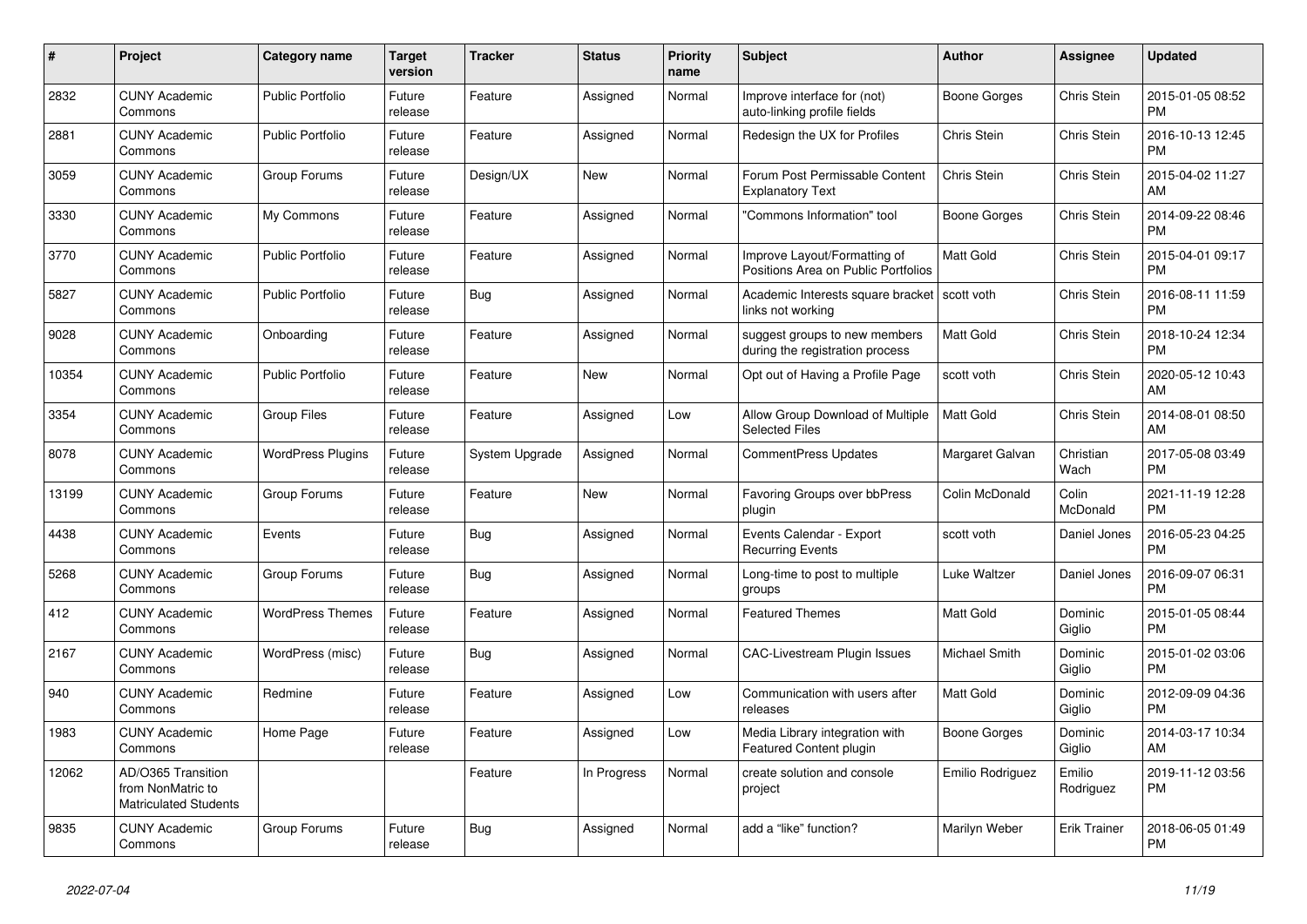| # | Project | Category name | Target version | Tracker | Status | Priority name | Subject | Author | Assignee | Updated |
|---|---|---|---|---|---|---|---|---|---|---|
| 2832 | CUNY Academic Commons | Public Portfolio | Future release | Feature | Assigned | Normal | Improve interface for (not) auto-linking profile fields | Boone Gorges | Chris Stein | 2015-01-05 08:52 PM |
| 2881 | CUNY Academic Commons | Public Portfolio | Future release | Feature | Assigned | Normal | Redesign the UX for Profiles | Chris Stein | Chris Stein | 2016-10-13 12:45 PM |
| 3059 | CUNY Academic Commons | Group Forums | Future release | Design/UX | New | Normal | Forum Post Permissable Content Explanatory Text | Chris Stein | Chris Stein | 2015-04-02 11:27 AM |
| 3330 | CUNY Academic Commons | My Commons | Future release | Feature | Assigned | Normal | "Commons Information" tool | Boone Gorges | Chris Stein | 2014-09-22 08:46 PM |
| 3770 | CUNY Academic Commons | Public Portfolio | Future release | Feature | Assigned | Normal | Improve Layout/Formatting of Positions Area on Public Portfolios | Matt Gold | Chris Stein | 2015-04-01 09:17 PM |
| 5827 | CUNY Academic Commons | Public Portfolio | Future release | Bug | Assigned | Normal | Academic Interests square bracket links not working | scott voth | Chris Stein | 2016-08-11 11:59 PM |
| 9028 | CUNY Academic Commons | Onboarding | Future release | Feature | Assigned | Normal | suggest groups to new members during the registration process | Matt Gold | Chris Stein | 2018-10-24 12:34 PM |
| 10354 | CUNY Academic Commons | Public Portfolio | Future release | Feature | New | Normal | Opt out of Having a Profile Page | scott voth | Chris Stein | 2020-05-12 10:43 AM |
| 3354 | CUNY Academic Commons | Group Files | Future release | Feature | Assigned | Low | Allow Group Download of Multiple Selected Files | Matt Gold | Chris Stein | 2014-08-01 08:50 AM |
| 8078 | CUNY Academic Commons | WordPress Plugins | Future release | System Upgrade | Assigned | Normal | CommentPress Updates | Margaret Galvan | Christian Wach | 2017-05-08 03:49 PM |
| 13199 | CUNY Academic Commons | Group Forums | Future release | Feature | New | Normal | Favoring Groups over bbPress plugin | Colin McDonald | Colin McDonald | 2021-11-19 12:28 PM |
| 4438 | CUNY Academic Commons | Events | Future release | Bug | Assigned | Normal | Events Calendar - Export Recurring Events | scott voth | Daniel Jones | 2016-05-23 04:25 PM |
| 5268 | CUNY Academic Commons | Group Forums | Future release | Bug | Assigned | Normal | Long-time to post to multiple groups | Luke Waltzer | Daniel Jones | 2016-09-07 06:31 PM |
| 412 | CUNY Academic Commons | WordPress Themes | Future release | Feature | Assigned | Normal | Featured Themes | Matt Gold | Dominic Giglio | 2015-01-05 08:44 PM |
| 2167 | CUNY Academic Commons | WordPress (misc) | Future release | Bug | Assigned | Normal | CAC-Livestream Plugin Issues | Michael Smith | Dominic Giglio | 2015-01-02 03:06 PM |
| 940 | CUNY Academic Commons | Redmine | Future release | Feature | Assigned | Low | Communication with users after releases | Matt Gold | Dominic Giglio | 2012-09-09 04:36 PM |
| 1983 | CUNY Academic Commons | Home Page | Future release | Feature | Assigned | Low | Media Library integration with Featured Content plugin | Boone Gorges | Dominic Giglio | 2014-03-17 10:34 AM |
| 12062 | AD/O365 Transition from NonMatric to Matriculated Students | | | Feature | In Progress | Normal | create solution and console project | Emilio Rodriguez | Emilio Rodriguez | 2019-11-12 03:56 PM |
| 9835 | CUNY Academic Commons | Group Forums | Future release | Bug | Assigned | Normal | add a “like” function? | Marilyn Weber | Erik Trainer | 2018-06-05 01:49 PM |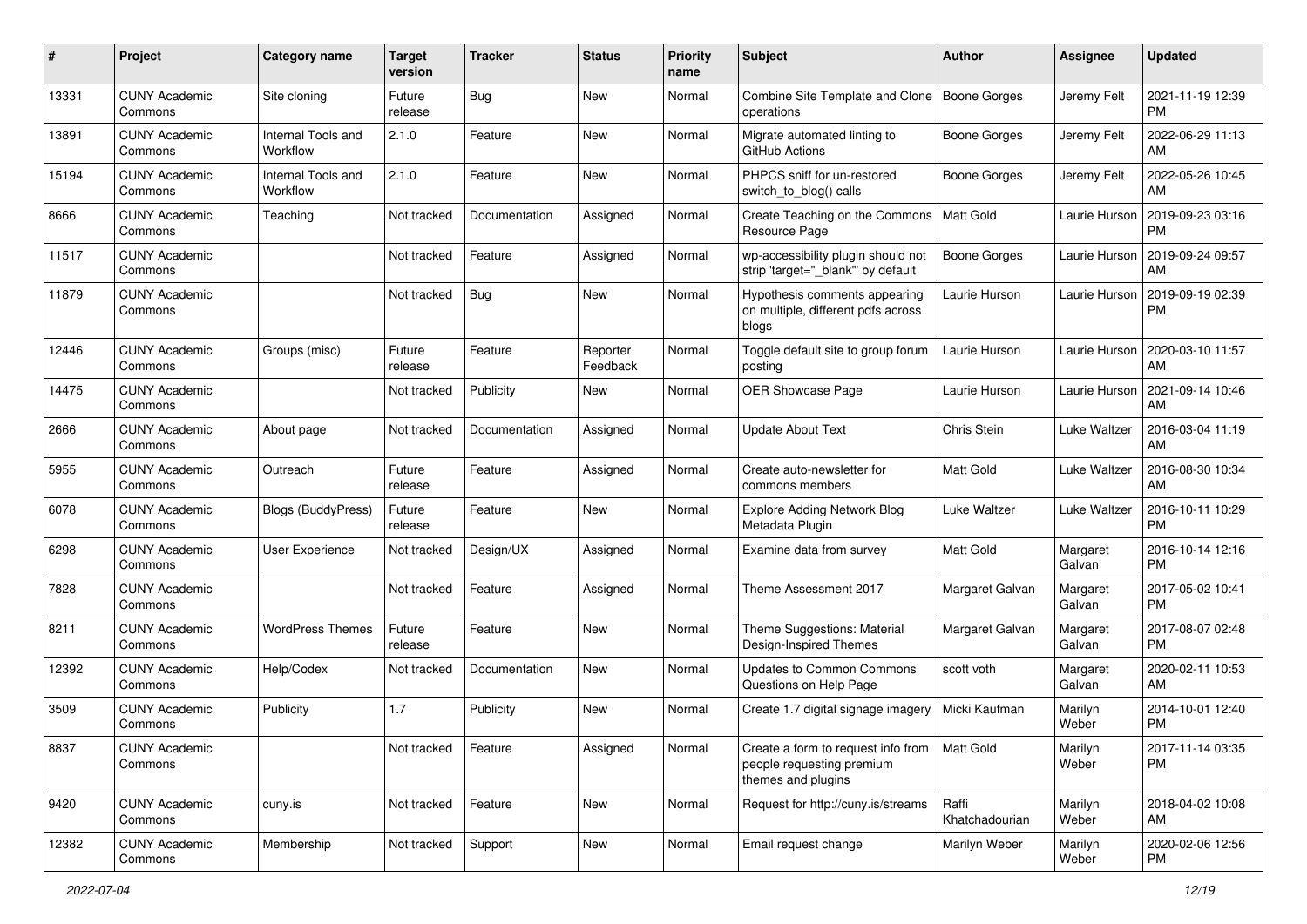| # | Project | Category name | Target version | Tracker | Status | Priority name | Subject | Author | Assignee | Updated |
|---|---|---|---|---|---|---|---|---|---|---|
| 13331 | CUNY Academic Commons | Site cloning | Future release | Bug | New | Normal | Combine Site Template and Clone operations | Boone Gorges | Jeremy Felt | 2021-11-19 12:39 PM |
| 13891 | CUNY Academic Commons | Internal Tools and Workflow | 2.1.0 | Feature | New | Normal | Migrate automated linting to GitHub Actions | Boone Gorges | Jeremy Felt | 2022-06-29 11:13 AM |
| 15194 | CUNY Academic Commons | Internal Tools and Workflow | 2.1.0 | Feature | New | Normal | PHPCS sniff for un-restored switch_to_blog() calls | Boone Gorges | Jeremy Felt | 2022-05-26 10:45 AM |
| 8666 | CUNY Academic Commons | Teaching | Not tracked | Documentation | Assigned | Normal | Create Teaching on the Commons Resource Page | Matt Gold | Laurie Hurson | 2019-09-23 03:16 PM |
| 11517 | CUNY Academic Commons | | Not tracked | Feature | Assigned | Normal | wp-accessibility plugin should not strip 'target="_blank"' by default | Boone Gorges | Laurie Hurson | 2019-09-24 09:57 AM |
| 11879 | CUNY Academic Commons | | Not tracked | Bug | New | Normal | Hypothesis comments appearing on multiple, different pdfs across blogs | Laurie Hurson | Laurie Hurson | 2019-09-19 02:39 PM |
| 12446 | CUNY Academic Commons | Groups (misc) | Future release | Feature | Reporter Feedback | Normal | Toggle default site to group forum posting | Laurie Hurson | Laurie Hurson | 2020-03-10 11:57 AM |
| 14475 | CUNY Academic Commons | | Not tracked | Publicity | New | Normal | OER Showcase Page | Laurie Hurson | Laurie Hurson | 2021-09-14 10:46 AM |
| 2666 | CUNY Academic Commons | About page | Not tracked | Documentation | Assigned | Normal | Update About Text | Chris Stein | Luke Waltzer | 2016-03-04 11:19 AM |
| 5955 | CUNY Academic Commons | Outreach | Future release | Feature | Assigned | Normal | Create auto-newsletter for commons members | Matt Gold | Luke Waltzer | 2016-08-30 10:34 AM |
| 6078 | CUNY Academic Commons | Blogs (BuddyPress) | Future release | Feature | New | Normal | Explore Adding Network Blog Metadata Plugin | Luke Waltzer | Luke Waltzer | 2016-10-11 10:29 PM |
| 6298 | CUNY Academic Commons | User Experience | Not tracked | Design/UX | Assigned | Normal | Examine data from survey | Matt Gold | Margaret Galvan | 2016-10-14 12:16 PM |
| 7828 | CUNY Academic Commons | | Not tracked | Feature | Assigned | Normal | Theme Assessment 2017 | Margaret Galvan | Margaret Galvan | 2017-05-02 10:41 PM |
| 8211 | CUNY Academic Commons | WordPress Themes | Future release | Feature | New | Normal | Theme Suggestions: Material Design-Inspired Themes | Margaret Galvan | Margaret Galvan | 2017-08-07 02:48 PM |
| 12392 | CUNY Academic Commons | Help/Codex | Not tracked | Documentation | New | Normal | Updates to Common Commons Questions on Help Page | scott voth | Margaret Galvan | 2020-02-11 10:53 AM |
| 3509 | CUNY Academic Commons | Publicity | 1.7 | Publicity | New | Normal | Create 1.7 digital signage imagery | Micki Kaufman | Marilyn Weber | 2014-10-01 12:40 PM |
| 8837 | CUNY Academic Commons | | Not tracked | Feature | Assigned | Normal | Create a form to request info from people requesting premium themes and plugins | Matt Gold | Marilyn Weber | 2017-11-14 03:35 PM |
| 9420 | CUNY Academic Commons | cuny.is | Not tracked | Feature | New | Normal | Request for http://cuny.is/streams | Raffi Khatchadourian | Marilyn Weber | 2018-04-02 10:08 AM |
| 12382 | CUNY Academic Commons | Membership | Not tracked | Support | New | Normal | Email request change | Marilyn Weber | Marilyn Weber | 2020-02-06 12:56 PM |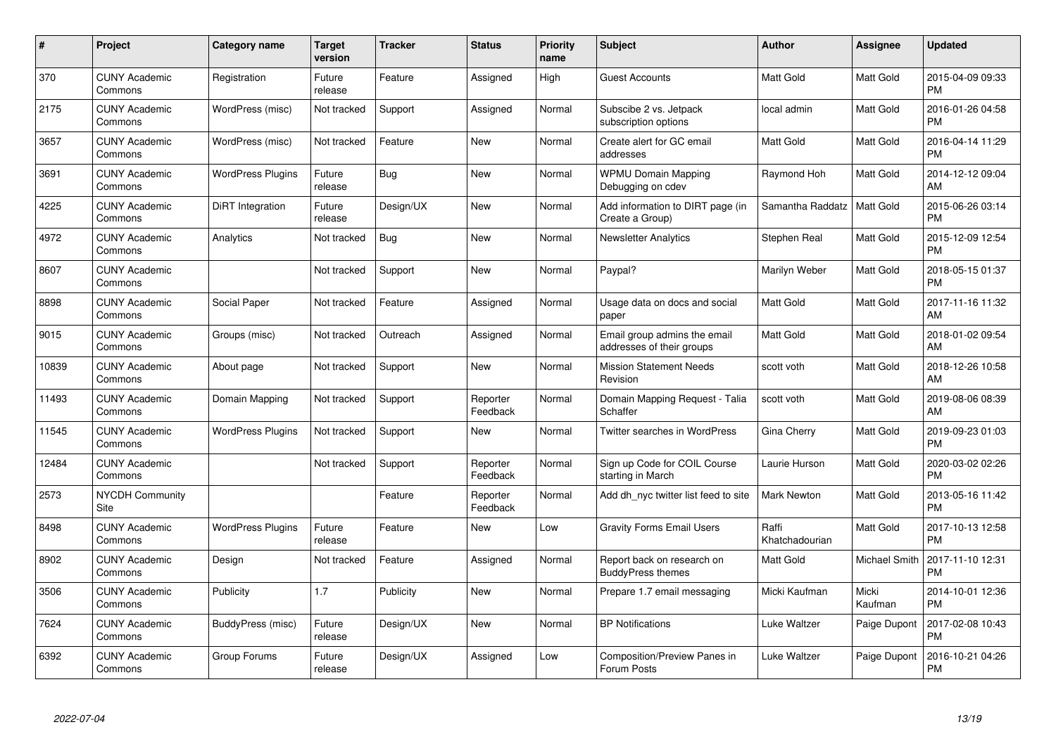| # | Project | Category name | Target version | Tracker | Status | Priority name | Subject | Author | Assignee | Updated |
|---|---|---|---|---|---|---|---|---|---|---|
| 370 | CUNY Academic Commons | Registration | Future release | Feature | Assigned | High | Guest Accounts | Matt Gold | Matt Gold | 2015-04-09 09:33 PM |
| 2175 | CUNY Academic Commons | WordPress (misc) | Not tracked | Support | Assigned | Normal | Subscibe 2 vs. Jetpack subscription options | local admin | Matt Gold | 2016-01-26 04:58 PM |
| 3657 | CUNY Academic Commons | WordPress (misc) | Not tracked | Feature | New | Normal | Create alert for GC email addresses | Matt Gold | Matt Gold | 2016-04-14 11:29 PM |
| 3691 | CUNY Academic Commons | WordPress Plugins | Future release | Bug | New | Normal | WPMU Domain Mapping Debugging on cdev | Raymond Hoh | Matt Gold | 2014-12-12 09:04 AM |
| 4225 | CUNY Academic Commons | DiRT Integration | Future release | Design/UX | New | Normal | Add information to DIRT page (in Create a Group) | Samantha Raddatz | Matt Gold | 2015-06-26 03:14 PM |
| 4972 | CUNY Academic Commons | Analytics | Not tracked | Bug | New | Normal | Newsletter Analytics | Stephen Real | Matt Gold | 2015-12-09 12:54 PM |
| 8607 | CUNY Academic Commons | | Not tracked | Support | New | Normal | Paypal? | Marilyn Weber | Matt Gold | 2018-05-15 01:37 PM |
| 8898 | CUNY Academic Commons | Social Paper | Not tracked | Feature | Assigned | Normal | Usage data on docs and social paper | Matt Gold | Matt Gold | 2017-11-16 11:32 AM |
| 9015 | CUNY Academic Commons | Groups (misc) | Not tracked | Outreach | Assigned | Normal | Email group admins the email addresses of their groups | Matt Gold | Matt Gold | 2018-01-02 09:54 AM |
| 10839 | CUNY Academic Commons | About page | Not tracked | Support | New | Normal | Mission Statement Needs Revision | scott voth | Matt Gold | 2018-12-26 10:58 AM |
| 11493 | CUNY Academic Commons | Domain Mapping | Not tracked | Support | Reporter Feedback | Normal | Domain Mapping Request - Talia Schaffer | scott voth | Matt Gold | 2019-08-06 08:39 AM |
| 11545 | CUNY Academic Commons | WordPress Plugins | Not tracked | Support | New | Normal | Twitter searches in WordPress | Gina Cherry | Matt Gold | 2019-09-23 01:03 PM |
| 12484 | CUNY Academic Commons | | Not tracked | Support | Reporter Feedback | Normal | Sign up Code for COIL Course starting in March | Laurie Hurson | Matt Gold | 2020-03-02 02:26 PM |
| 2573 | NYCDH Community Site | | | Feature | Reporter Feedback | Normal | Add dh_nyc twitter list feed to site | Mark Newton | Matt Gold | 2013-05-16 11:42 PM |
| 8498 | CUNY Academic Commons | WordPress Plugins | Future release | Feature | New | Low | Gravity Forms Email Users | Raffi Khatchadourian | Matt Gold | 2017-10-13 12:58 PM |
| 8902 | CUNY Academic Commons | Design | Not tracked | Feature | Assigned | Normal | Report back on research on BuddyPress themes | Matt Gold | Michael Smith | 2017-11-10 12:31 PM |
| 3506 | CUNY Academic Commons | Publicity | 1.7 | Publicity | New | Normal | Prepare 1.7 email messaging | Micki Kaufman | Micki Kaufman | 2014-10-01 12:36 PM |
| 7624 | CUNY Academic Commons | BuddyPress (misc) | Future release | Design/UX | New | Normal | BP Notifications | Luke Waltzer | Paige Dupont | 2017-02-08 10:43 PM |
| 6392 | CUNY Academic Commons | Group Forums | Future release | Design/UX | Assigned | Low | Composition/Preview Panes in Forum Posts | Luke Waltzer | Paige Dupont | 2016-10-21 04:26 PM |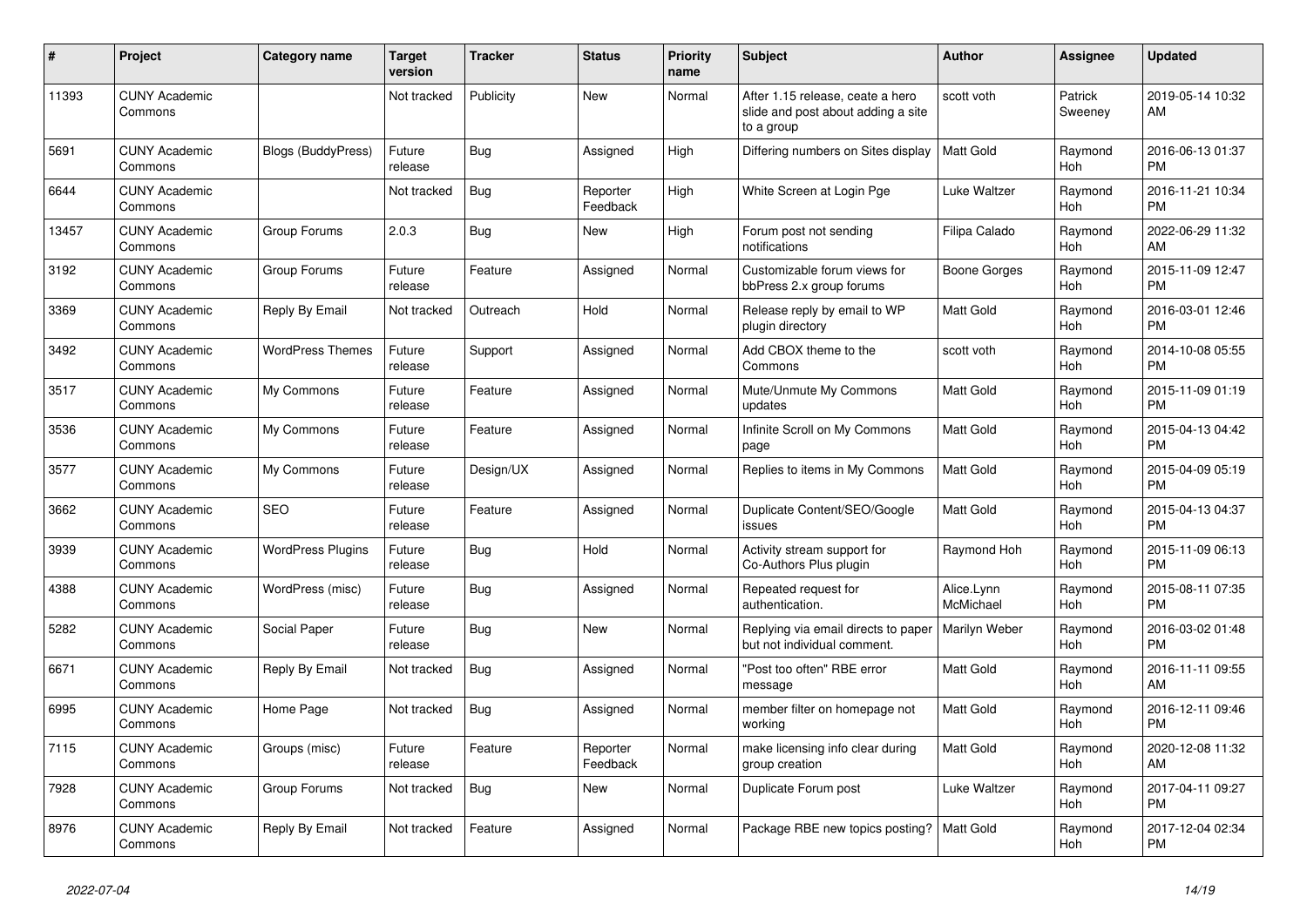| # | Project | Category name | Target version | Tracker | Status | Priority name | Subject | Author | Assignee | Updated |
|---|---|---|---|---|---|---|---|---|---|---|
| 11393 | CUNY Academic Commons | | Not tracked | Publicity | New | Normal | After 1.15 release, ceate a hero slide and post about adding a site to a group | scott voth | Patrick Sweeney | 2019-05-14 10:32 AM |
| 5691 | CUNY Academic Commons | Blogs (BuddyPress) | Future release | Bug | Assigned | High | Differing numbers on Sites display | Matt Gold | Raymond Hoh | 2016-06-13 01:37 PM |
| 6644 | CUNY Academic Commons | | Not tracked | Bug | Reporter Feedback | High | White Screen at Login Pge | Luke Waltzer | Raymond Hoh | 2016-11-21 10:34 PM |
| 13457 | CUNY Academic Commons | Group Forums | 2.0.3 | Bug | New | High | Forum post not sending notifications | Filipa Calado | Raymond Hoh | 2022-06-29 11:32 AM |
| 3192 | CUNY Academic Commons | Group Forums | Future release | Feature | Assigned | Normal | Customizable forum views for bbPress 2.x group forums | Boone Gorges | Raymond Hoh | 2015-11-09 12:47 PM |
| 3369 | CUNY Academic Commons | Reply By Email | Not tracked | Outreach | Hold | Normal | Release reply by email to WP plugin directory | Matt Gold | Raymond Hoh | 2016-03-01 12:46 PM |
| 3492 | CUNY Academic Commons | WordPress Themes | Future release | Support | Assigned | Normal | Add CBOX theme to the Commons | scott voth | Raymond Hoh | 2014-10-08 05:55 PM |
| 3517 | CUNY Academic Commons | My Commons | Future release | Feature | Assigned | Normal | Mute/Unmute My Commons updates | Matt Gold | Raymond Hoh | 2015-11-09 01:19 PM |
| 3536 | CUNY Academic Commons | My Commons | Future release | Feature | Assigned | Normal | Infinite Scroll on My Commons page | Matt Gold | Raymond Hoh | 2015-04-13 04:42 PM |
| 3577 | CUNY Academic Commons | My Commons | Future release | Design/UX | Assigned | Normal | Replies to items in My Commons | Matt Gold | Raymond Hoh | 2015-04-09 05:19 PM |
| 3662 | CUNY Academic Commons | SEO | Future release | Feature | Assigned | Normal | Duplicate Content/SEO/Google issues | Matt Gold | Raymond Hoh | 2015-04-13 04:37 PM |
| 3939 | CUNY Academic Commons | WordPress Plugins | Future release | Bug | Hold | Normal | Activity stream support for Co-Authors Plus plugin | Raymond Hoh | Raymond Hoh | 2015-11-09 06:13 PM |
| 4388 | CUNY Academic Commons | WordPress (misc) | Future release | Bug | Assigned | Normal | Repeated request for authentication. | Alice.Lynn McMichael | Raymond Hoh | 2015-08-11 07:35 PM |
| 5282 | CUNY Academic Commons | Social Paper | Future release | Bug | New | Normal | Replying via email directs to paper but not individual comment. | Marilyn Weber | Raymond Hoh | 2016-03-02 01:48 PM |
| 6671 | CUNY Academic Commons | Reply By Email | Not tracked | Bug | Assigned | Normal | "Post too often" RBE error message | Matt Gold | Raymond Hoh | 2016-11-11 09:55 AM |
| 6995 | CUNY Academic Commons | Home Page | Not tracked | Bug | Assigned | Normal | member filter on homepage not working | Matt Gold | Raymond Hoh | 2016-12-11 09:46 PM |
| 7115 | CUNY Academic Commons | Groups (misc) | Future release | Feature | Reporter Feedback | Normal | make licensing info clear during group creation | Matt Gold | Raymond Hoh | 2020-12-08 11:32 AM |
| 7928 | CUNY Academic Commons | Group Forums | Not tracked | Bug | New | Normal | Duplicate Forum post | Luke Waltzer | Raymond Hoh | 2017-04-11 09:27 PM |
| 8976 | CUNY Academic Commons | Reply By Email | Not tracked | Feature | Assigned | Normal | Package RBE new topics posting? | Matt Gold | Raymond Hoh | 2017-12-04 02:34 PM |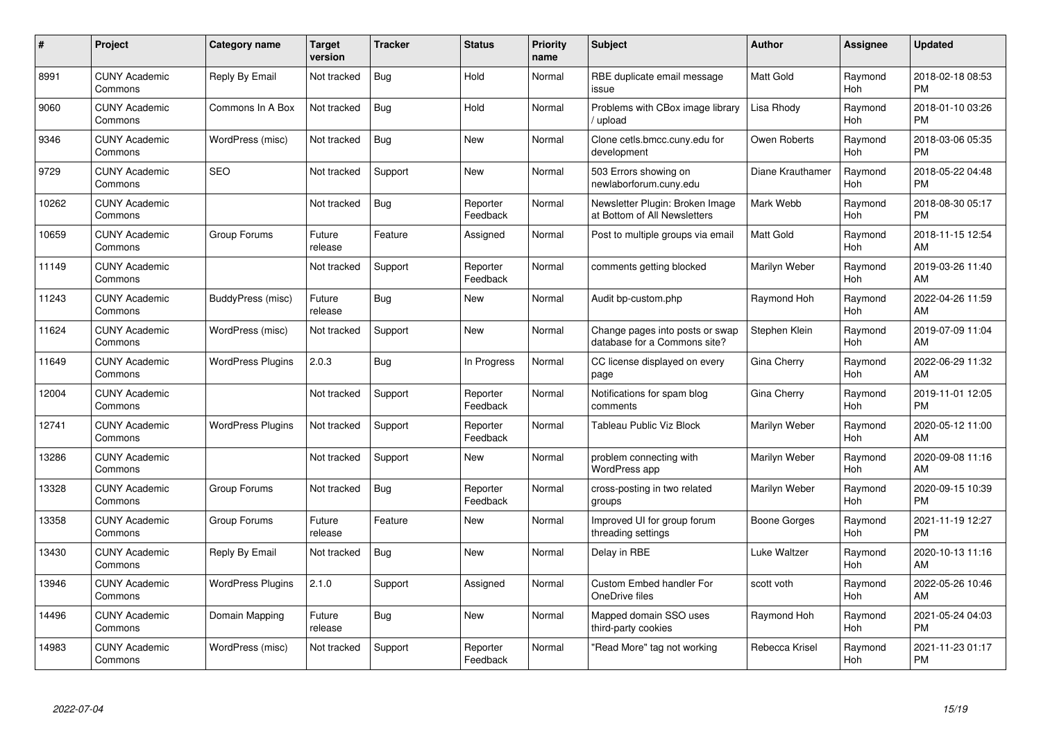| # | Project | Category name | Target version | Tracker | Status | Priority name | Subject | Author | Assignee | Updated |
|---|---|---|---|---|---|---|---|---|---|---|
| 8991 | CUNY Academic Commons | Reply By Email | Not tracked | Bug | Hold | Normal | RBE duplicate email message issue | Matt Gold | Raymond Hoh | 2018-02-18 08:53 PM |
| 9060 | CUNY Academic Commons | Commons In A Box | Not tracked | Bug | Hold | Normal | Problems with CBox image library / upload | Lisa Rhody | Raymond Hoh | 2018-01-10 03:26 PM |
| 9346 | CUNY Academic Commons | WordPress (misc) | Not tracked | Bug | New | Normal | Clone cetls.bmcc.cuny.edu for development | Owen Roberts | Raymond Hoh | 2018-03-06 05:35 PM |
| 9729 | CUNY Academic Commons | SEO | Not tracked | Support | New | Normal | 503 Errors showing on newlaborforum.cuny.edu | Diane Krauthamer | Raymond Hoh | 2018-05-22 04:48 PM |
| 10262 | CUNY Academic Commons | | Not tracked | Bug | Reporter Feedback | Normal | Newsletter Plugin: Broken Image at Bottom of All Newsletters | Mark Webb | Raymond Hoh | 2018-08-30 05:17 PM |
| 10659 | CUNY Academic Commons | Group Forums | Future release | Feature | Assigned | Normal | Post to multiple groups via email | Matt Gold | Raymond Hoh | 2018-11-15 12:54 AM |
| 11149 | CUNY Academic Commons | | Not tracked | Support | Reporter Feedback | Normal | comments getting blocked | Marilyn Weber | Raymond Hoh | 2019-03-26 11:40 AM |
| 11243 | CUNY Academic Commons | BuddyPress (misc) | Future release | Bug | New | Normal | Audit bp-custom.php | Raymond Hoh | Raymond Hoh | 2022-04-26 11:59 AM |
| 11624 | CUNY Academic Commons | WordPress (misc) | Not tracked | Support | New | Normal | Change pages into posts or swap database for a Commons site? | Stephen Klein | Raymond Hoh | 2019-07-09 11:04 AM |
| 11649 | CUNY Academic Commons | WordPress Plugins | 2.0.3 | Bug | In Progress | Normal | CC license displayed on every page | Gina Cherry | Raymond Hoh | 2022-06-29 11:32 AM |
| 12004 | CUNY Academic Commons | | Not tracked | Support | Reporter Feedback | Normal | Notifications for spam blog comments | Gina Cherry | Raymond Hoh | 2019-11-01 12:05 PM |
| 12741 | CUNY Academic Commons | WordPress Plugins | Not tracked | Support | Reporter Feedback | Normal | Tableau Public Viz Block | Marilyn Weber | Raymond Hoh | 2020-05-12 11:00 AM |
| 13286 | CUNY Academic Commons | | Not tracked | Support | New | Normal | problem connecting with WordPress app | Marilyn Weber | Raymond Hoh | 2020-09-08 11:16 AM |
| 13328 | CUNY Academic Commons | Group Forums | Not tracked | Bug | Reporter Feedback | Normal | cross-posting in two related groups | Marilyn Weber | Raymond Hoh | 2020-09-15 10:39 PM |
| 13358 | CUNY Academic Commons | Group Forums | Future release | Feature | New | Normal | Improved UI for group forum threading settings | Boone Gorges | Raymond Hoh | 2021-11-19 12:27 PM |
| 13430 | CUNY Academic Commons | Reply By Email | Not tracked | Bug | New | Normal | Delay in RBE | Luke Waltzer | Raymond Hoh | 2020-10-13 11:16 AM |
| 13946 | CUNY Academic Commons | WordPress Plugins | 2.1.0 | Support | Assigned | Normal | Custom Embed handler For OneDrive files | scott voth | Raymond Hoh | 2022-05-26 10:46 AM |
| 14496 | CUNY Academic Commons | Domain Mapping | Future release | Bug | New | Normal | Mapped domain SSO uses third-party cookies | Raymond Hoh | Raymond Hoh | 2021-05-24 04:03 PM |
| 14983 | CUNY Academic Commons | WordPress (misc) | Not tracked | Support | Reporter Feedback | Normal | "Read More" tag not working | Rebecca Krisel | Raymond Hoh | 2021-11-23 01:17 PM |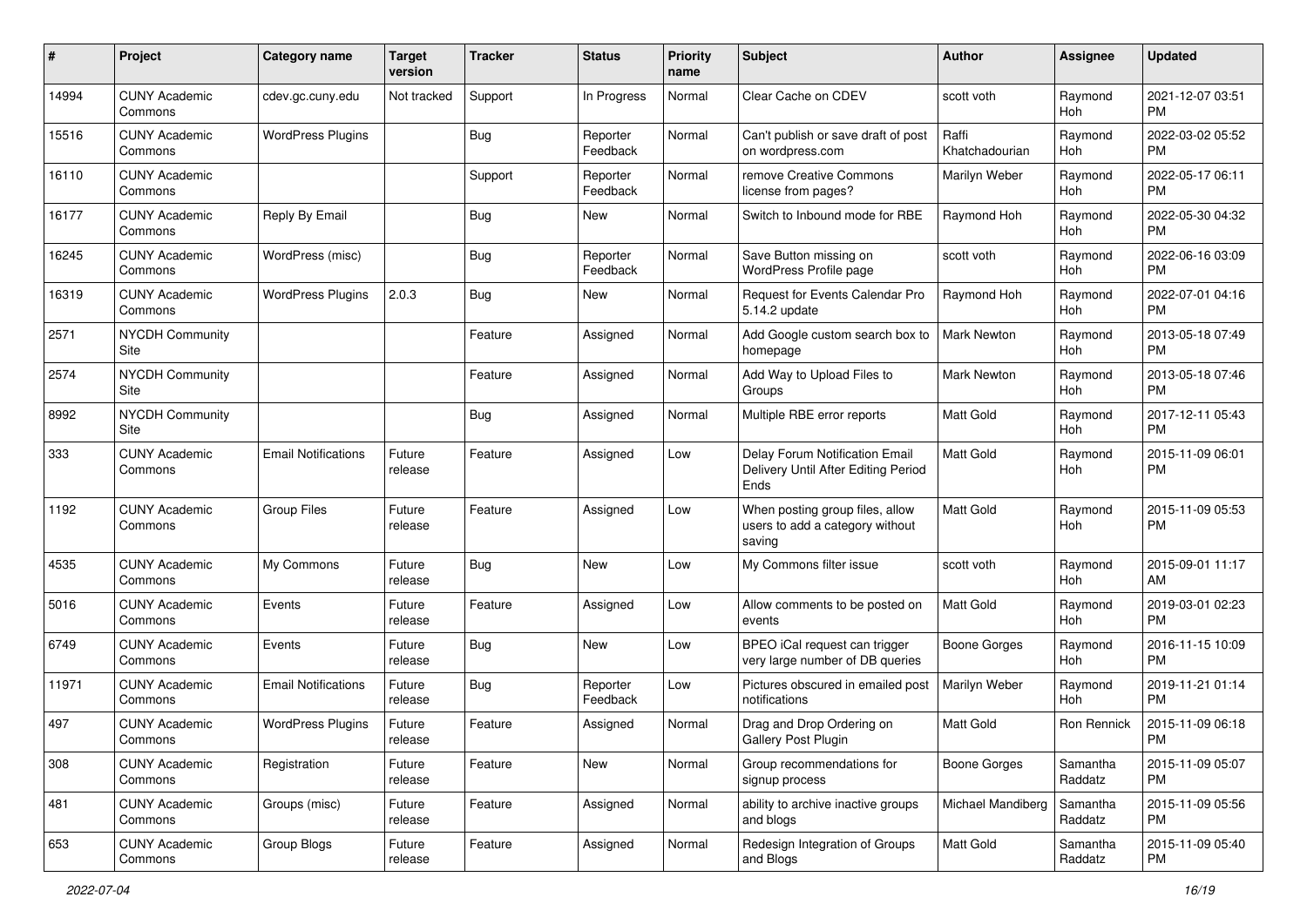| # | Project | Category name | Target version | Tracker | Status | Priority name | Subject | Author | Assignee | Updated |
|---|---|---|---|---|---|---|---|---|---|---|
| 14994 | CUNY Academic Commons | cdev.gc.cuny.edu | Not tracked | Support | In Progress | Normal | Clear Cache on CDEV | scott voth | Raymond Hoh | 2021-12-07 03:51 PM |
| 15516 | CUNY Academic Commons | WordPress Plugins | | Bug | Reporter Feedback | Normal | Can't publish or save draft of post on wordpress.com | Raffi Khatchadourian | Raymond Hoh | 2022-03-02 05:52 PM |
| 16110 | CUNY Academic Commons | | | Support | Reporter Feedback | Normal | remove Creative Commons license from pages? | Marilyn Weber | Raymond Hoh | 2022-05-17 06:11 PM |
| 16177 | CUNY Academic Commons | Reply By Email | | Bug | New | Normal | Switch to Inbound mode for RBE | Raymond Hoh | Raymond Hoh | 2022-05-30 04:32 PM |
| 16245 | CUNY Academic Commons | WordPress (misc) | | Bug | Reporter Feedback | Normal | Save Button missing on WordPress Profile page | scott voth | Raymond Hoh | 2022-06-16 03:09 PM |
| 16319 | CUNY Academic Commons | WordPress Plugins | 2.0.3 | Bug | New | Normal | Request for Events Calendar Pro 5.14.2 update | Raymond Hoh | Raymond Hoh | 2022-07-01 04:16 PM |
| 2571 | NYCDH Community Site | | | Feature | Assigned | Normal | Add Google custom search box to homepage | Mark Newton | Raymond Hoh | 2013-05-18 07:49 PM |
| 2574 | NYCDH Community Site | | | Feature | Assigned | Normal | Add Way to Upload Files to Groups | Mark Newton | Raymond Hoh | 2013-05-18 07:46 PM |
| 8992 | NYCDH Community Site | | | Bug | Assigned | Normal | Multiple RBE error reports | Matt Gold | Raymond Hoh | 2017-12-11 05:43 PM |
| 333 | CUNY Academic Commons | Email Notifications | Future release | Feature | Assigned | Low | Delay Forum Notification Email Delivery Until After Editing Period Ends | Matt Gold | Raymond Hoh | 2015-11-09 06:01 PM |
| 1192 | CUNY Academic Commons | Group Files | Future release | Feature | Assigned | Low | When posting group files, allow users to add a category without saving | Matt Gold | Raymond Hoh | 2015-11-09 05:53 PM |
| 4535 | CUNY Academic Commons | My Commons | Future release | Bug | New | Low | My Commons filter issue | scott voth | Raymond Hoh | 2015-09-01 11:17 AM |
| 5016 | CUNY Academic Commons | Events | Future release | Feature | Assigned | Low | Allow comments to be posted on events | Matt Gold | Raymond Hoh | 2019-03-01 02:23 PM |
| 6749 | CUNY Academic Commons | Events | Future release | Bug | New | Low | BPEO iCal request can trigger very large number of DB queries | Boone Gorges | Raymond Hoh | 2016-11-15 10:09 PM |
| 11971 | CUNY Academic Commons | Email Notifications | Future release | Bug | Reporter Feedback | Low | Pictures obscured in emailed post notifications | Marilyn Weber | Raymond Hoh | 2019-11-21 01:14 PM |
| 497 | CUNY Academic Commons | WordPress Plugins | Future release | Feature | Assigned | Normal | Drag and Drop Ordering on Gallery Post Plugin | Matt Gold | Ron Rennick | 2015-11-09 06:18 PM |
| 308 | CUNY Academic Commons | Registration | Future release | Feature | New | Normal | Group recommendations for signup process | Boone Gorges | Samantha Raddatz | 2015-11-09 05:07 PM |
| 481 | CUNY Academic Commons | Groups (misc) | Future release | Feature | Assigned | Normal | ability to archive inactive groups and blogs | Michael Mandiberg | Samantha Raddatz | 2015-11-09 05:56 PM |
| 653 | CUNY Academic Commons | Group Blogs | Future release | Feature | Assigned | Normal | Redesign Integration of Groups and Blogs | Matt Gold | Samantha Raddatz | 2015-11-09 05:40 PM |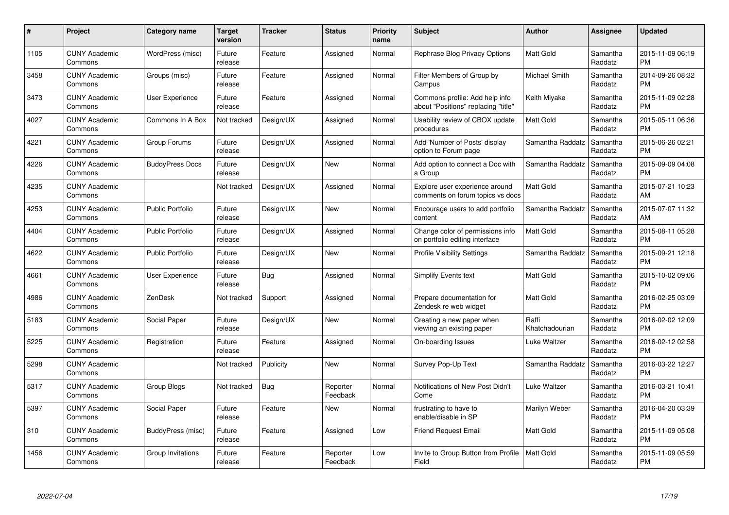| # | Project | Category name | Target version | Tracker | Status | Priority name | Subject | Author | Assignee | Updated |
|---|---|---|---|---|---|---|---|---|---|---|
| 1105 | CUNY Academic Commons | WordPress (misc) | Future release | Feature | Assigned | Normal | Rephrase Blog Privacy Options | Matt Gold | Samantha Raddatz | 2015-11-09 06:19 PM |
| 3458 | CUNY Academic Commons | Groups (misc) | Future release | Feature | Assigned | Normal | Filter Members of Group by Campus | Michael Smith | Samantha Raddatz | 2014-09-26 08:32 PM |
| 3473 | CUNY Academic Commons | User Experience | Future release | Feature | Assigned | Normal | Commons profile: Add help info about "Positions" replacing "title" | Keith Miyake | Samantha Raddatz | 2015-11-09 02:28 PM |
| 4027 | CUNY Academic Commons | Commons In A Box | Not tracked | Design/UX | Assigned | Normal | Usability review of CBOX update procedures | Matt Gold | Samantha Raddatz | 2015-05-11 06:36 PM |
| 4221 | CUNY Academic Commons | Group Forums | Future release | Design/UX | Assigned | Normal | Add 'Number of Posts' display option to Forum page | Samantha Raddatz | Samantha Raddatz | 2015-06-26 02:21 PM |
| 4226 | CUNY Academic Commons | BuddyPress Docs | Future release | Design/UX | New | Normal | Add option to connect a Doc with a Group | Samantha Raddatz | Samantha Raddatz | 2015-09-09 04:08 PM |
| 4235 | CUNY Academic Commons | | Not tracked | Design/UX | Assigned | Normal | Explore user experience around comments on forum topics vs docs | Matt Gold | Samantha Raddatz | 2015-07-21 10:23 AM |
| 4253 | CUNY Academic Commons | Public Portfolio | Future release | Design/UX | New | Normal | Encourage users to add portfolio content | Samantha Raddatz | Samantha Raddatz | 2015-07-07 11:32 AM |
| 4404 | CUNY Academic Commons | Public Portfolio | Future release | Design/UX | Assigned | Normal | Change color of permissions info on portfolio editing interface | Matt Gold | Samantha Raddatz | 2015-08-11 05:28 PM |
| 4622 | CUNY Academic Commons | Public Portfolio | Future release | Design/UX | New | Normal | Profile Visibility Settings | Samantha Raddatz | Samantha Raddatz | 2015-09-21 12:18 PM |
| 4661 | CUNY Academic Commons | User Experience | Future release | Bug | Assigned | Normal | Simplify Events text | Matt Gold | Samantha Raddatz | 2015-10-02 09:06 PM |
| 4986 | CUNY Academic Commons | ZenDesk | Not tracked | Support | Assigned | Normal | Prepare documentation for Zendesk re web widget | Matt Gold | Samantha Raddatz | 2016-02-25 03:09 PM |
| 5183 | CUNY Academic Commons | Social Paper | Future release | Design/UX | New | Normal | Creating a new paper when viewing an existing paper | Raffi Khatchadourian | Samantha Raddatz | 2016-02-02 12:09 PM |
| 5225 | CUNY Academic Commons | Registration | Future release | Feature | Assigned | Normal | On-boarding Issues | Luke Waltzer | Samantha Raddatz | 2016-02-12 02:58 PM |
| 5298 | CUNY Academic Commons | | Not tracked | Publicity | New | Normal | Survey Pop-Up Text | Samantha Raddatz | Samantha Raddatz | 2016-03-22 12:27 PM |
| 5317 | CUNY Academic Commons | Group Blogs | Not tracked | Bug | Reporter Feedback | Normal | Notifications of New Post Didn't Come | Luke Waltzer | Samantha Raddatz | 2016-03-21 10:41 PM |
| 5397 | CUNY Academic Commons | Social Paper | Future release | Feature | New | Normal | frustrating to have to enable/disable in SP | Marilyn Weber | Samantha Raddatz | 2016-04-20 03:39 PM |
| 310 | CUNY Academic Commons | BuddyPress (misc) | Future release | Feature | Assigned | Low | Friend Request Email | Matt Gold | Samantha Raddatz | 2015-11-09 05:08 PM |
| 1456 | CUNY Academic Commons | Group Invitations | Future release | Feature | Reporter Feedback | Low | Invite to Group Button from Profile Field | Matt Gold | Samantha Raddatz | 2015-11-09 05:59 PM |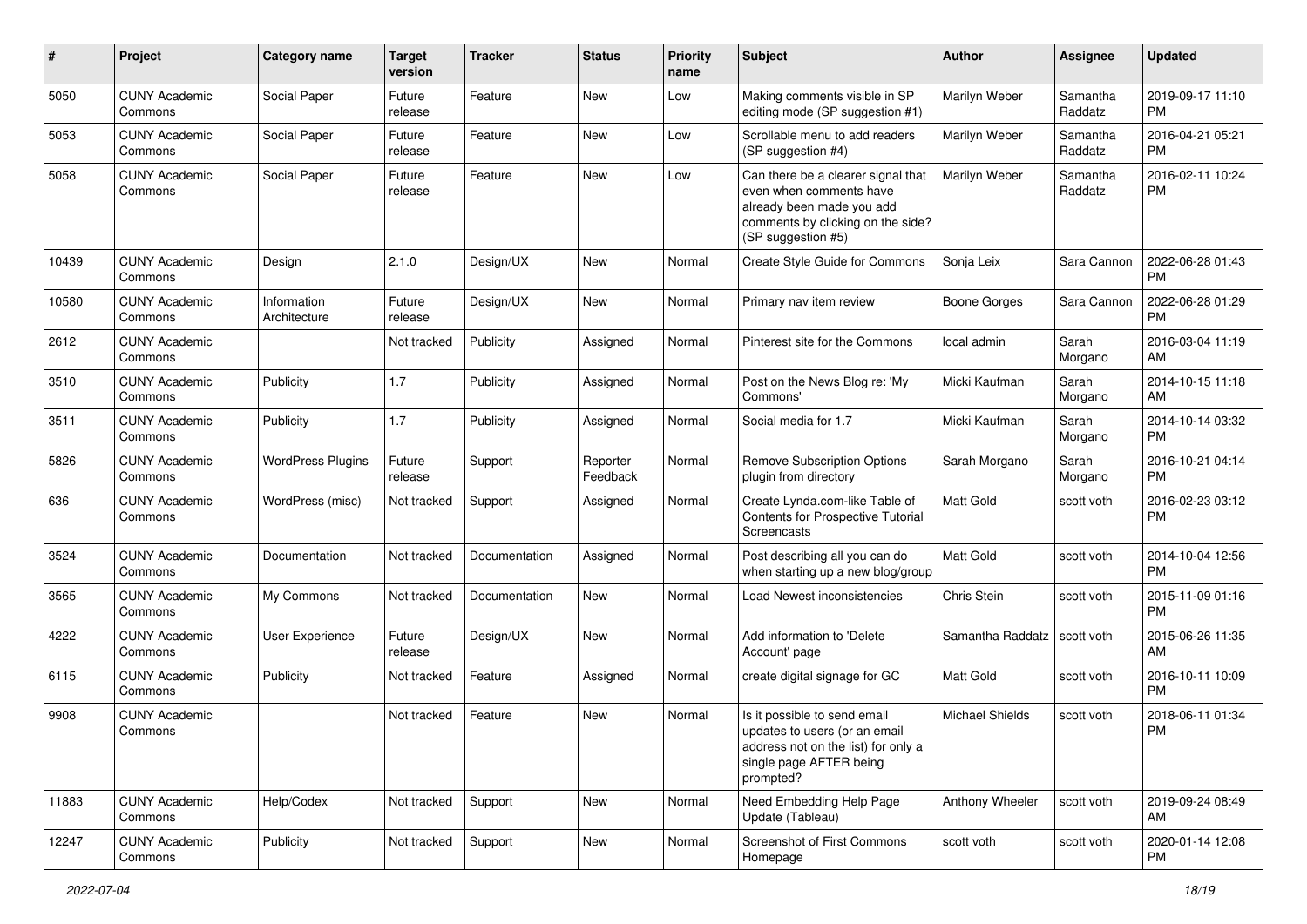| # | Project | Category name | Target version | Tracker | Status | Priority name | Subject | Author | Assignee | Updated |
|---|---|---|---|---|---|---|---|---|---|---|
| 5050 | CUNY Academic Commons | Social Paper | Future release | Feature | New | Low | Making comments visible in SP editing mode (SP suggestion #1) | Marilyn Weber | Samantha Raddatz | 2019-09-17 11:10 PM |
| 5053 | CUNY Academic Commons | Social Paper | Future release | Feature | New | Low | Scrollable menu to add readers (SP suggestion #4) | Marilyn Weber | Samantha Raddatz | 2016-04-21 05:21 PM |
| 5058 | CUNY Academic Commons | Social Paper | Future release | Feature | New | Low | Can there be a clearer signal that even when comments have already been made you add comments by clicking on the side? (SP suggestion #5) | Marilyn Weber | Samantha Raddatz | 2016-02-11 10:24 PM |
| 10439 | CUNY Academic Commons | Design | 2.1.0 | Design/UX | New | Normal | Create Style Guide for Commons | Sonja Leix | Sara Cannon | 2022-06-28 01:43 PM |
| 10580 | CUNY Academic Commons | Information Architecture | Future release | Design/UX | New | Normal | Primary nav item review | Boone Gorges | Sara Cannon | 2022-06-28 01:29 PM |
| 2612 | CUNY Academic Commons | | Not tracked | Publicity | Assigned | Normal | Pinterest site for the Commons | local admin | Sarah Morgano | 2016-03-04 11:19 AM |
| 3510 | CUNY Academic Commons | Publicity | 1.7 | Publicity | Assigned | Normal | Post on the News Blog re: 'My Commons' | Micki Kaufman | Sarah Morgano | 2014-10-15 11:18 AM |
| 3511 | CUNY Academic Commons | Publicity | 1.7 | Publicity | Assigned | Normal | Social media for 1.7 | Micki Kaufman | Sarah Morgano | 2014-10-14 03:32 PM |
| 5826 | CUNY Academic Commons | WordPress Plugins | Future release | Support | Reporter Feedback | Normal | Remove Subscription Options plugin from directory | Sarah Morgano | Sarah Morgano | 2016-10-21 04:14 PM |
| 636 | CUNY Academic Commons | WordPress (misc) | Not tracked | Support | Assigned | Normal | Create Lynda.com-like Table of Contents for Prospective Tutorial Screencasts | Matt Gold | scott voth | 2016-02-23 03:12 PM |
| 3524 | CUNY Academic Commons | Documentation | Not tracked | Documentation | Assigned | Normal | Post describing all you can do when starting up a new blog/group | Matt Gold | scott voth | 2014-10-04 12:56 PM |
| 3565 | CUNY Academic Commons | My Commons | Not tracked | Documentation | New | Normal | Load Newest inconsistencies | Chris Stein | scott voth | 2015-11-09 01:16 PM |
| 4222 | CUNY Academic Commons | User Experience | Future release | Design/UX | New | Normal | Add information to 'Delete Account' page | Samantha Raddatz | scott voth | 2015-06-26 11:35 AM |
| 6115 | CUNY Academic Commons | Publicity | Not tracked | Feature | Assigned | Normal | create digital signage for GC | Matt Gold | scott voth | 2016-10-11 10:09 PM |
| 9908 | CUNY Academic Commons | | Not tracked | Feature | New | Normal | Is it possible to send email updates to users (or an email address not on the list) for only a single page AFTER being prompted? | Michael Shields | scott voth | 2018-06-11 01:34 PM |
| 11883 | CUNY Academic Commons | Help/Codex | Not tracked | Support | New | Normal | Need Embedding Help Page Update (Tableau) | Anthony Wheeler | scott voth | 2019-09-24 08:49 AM |
| 12247 | CUNY Academic Commons | Publicity | Not tracked | Support | New | Normal | Screenshot of First Commons Homepage | scott voth | scott voth | 2020-01-14 12:08 PM |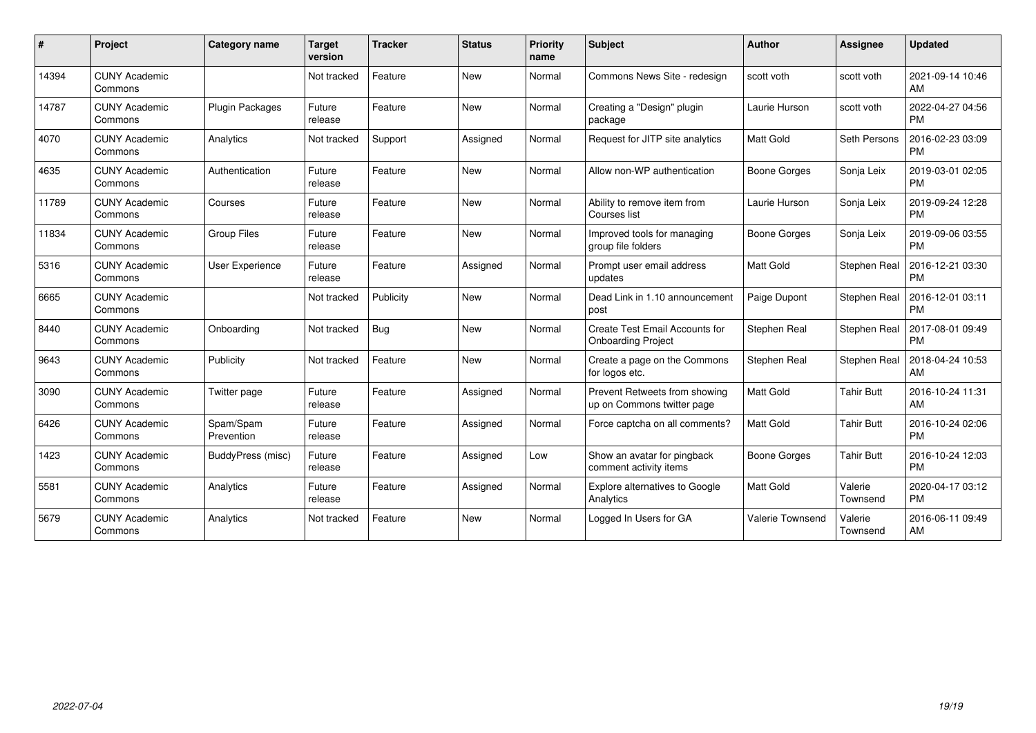| # | Project | Category name | Target version | Tracker | Status | Priority name | Subject | Author | Assignee | Updated |
|---|---|---|---|---|---|---|---|---|---|---|
| 14394 | CUNY Academic Commons | | Not tracked | Feature | New | Normal | Commons News Site - redesign | scott voth | scott voth | 2021-09-14 10:46 AM |
| 14787 | CUNY Academic Commons | Plugin Packages | Future release | Feature | New | Normal | Creating a "Design" plugin package | Laurie Hurson | scott voth | 2022-04-27 04:56 PM |
| 4070 | CUNY Academic Commons | Analytics | Not tracked | Support | Assigned | Normal | Request for JITP site analytics | Matt Gold | Seth Persons | 2016-02-23 03:09 PM |
| 4635 | CUNY Academic Commons | Authentication | Future release | Feature | New | Normal | Allow non-WP authentication | Boone Gorges | Sonja Leix | 2019-03-01 02:05 PM |
| 11789 | CUNY Academic Commons | Courses | Future release | Feature | New | Normal | Ability to remove item from Courses list | Laurie Hurson | Sonja Leix | 2019-09-24 12:28 PM |
| 11834 | CUNY Academic Commons | Group Files | Future release | Feature | New | Normal | Improved tools for managing group file folders | Boone Gorges | Sonja Leix | 2019-09-06 03:55 PM |
| 5316 | CUNY Academic Commons | User Experience | Future release | Feature | Assigned | Normal | Prompt user email address updates | Matt Gold | Stephen Real | 2016-12-21 03:30 PM |
| 6665 | CUNY Academic Commons | | Not tracked | Publicity | New | Normal | Dead Link in 1.10 announcement post | Paige Dupont | Stephen Real | 2016-12-01 03:11 PM |
| 8440 | CUNY Academic Commons | Onboarding | Not tracked | Bug | New | Normal | Create Test Email Accounts for Onboarding Project | Stephen Real | Stephen Real | 2017-08-01 09:49 PM |
| 9643 | CUNY Academic Commons | Publicity | Not tracked | Feature | New | Normal | Create a page on the Commons for logos etc. | Stephen Real | Stephen Real | 2018-04-24 10:53 AM |
| 3090 | CUNY Academic Commons | Twitter page | Future release | Feature | Assigned | Normal | Prevent Retweets from showing up on Commons twitter page | Matt Gold | Tahir Butt | 2016-10-24 11:31 AM |
| 6426 | CUNY Academic Commons | Spam/Spam Prevention | Future release | Feature | Assigned | Normal | Force captcha on all comments? | Matt Gold | Tahir Butt | 2016-10-24 02:06 PM |
| 1423 | CUNY Academic Commons | BuddyPress (misc) | Future release | Feature | Assigned | Low | Show an avatar for pingback comment activity items | Boone Gorges | Tahir Butt | 2016-10-24 12:03 PM |
| 5581 | CUNY Academic Commons | Analytics | Future release | Feature | Assigned | Normal | Explore alternatives to Google Analytics | Matt Gold | Valerie Townsend | 2020-04-17 03:12 PM |
| 5679 | CUNY Academic Commons | Analytics | Not tracked | Feature | New | Normal | Logged In Users for GA | Valerie Townsend | Valerie Townsend | 2016-06-11 09:49 AM |